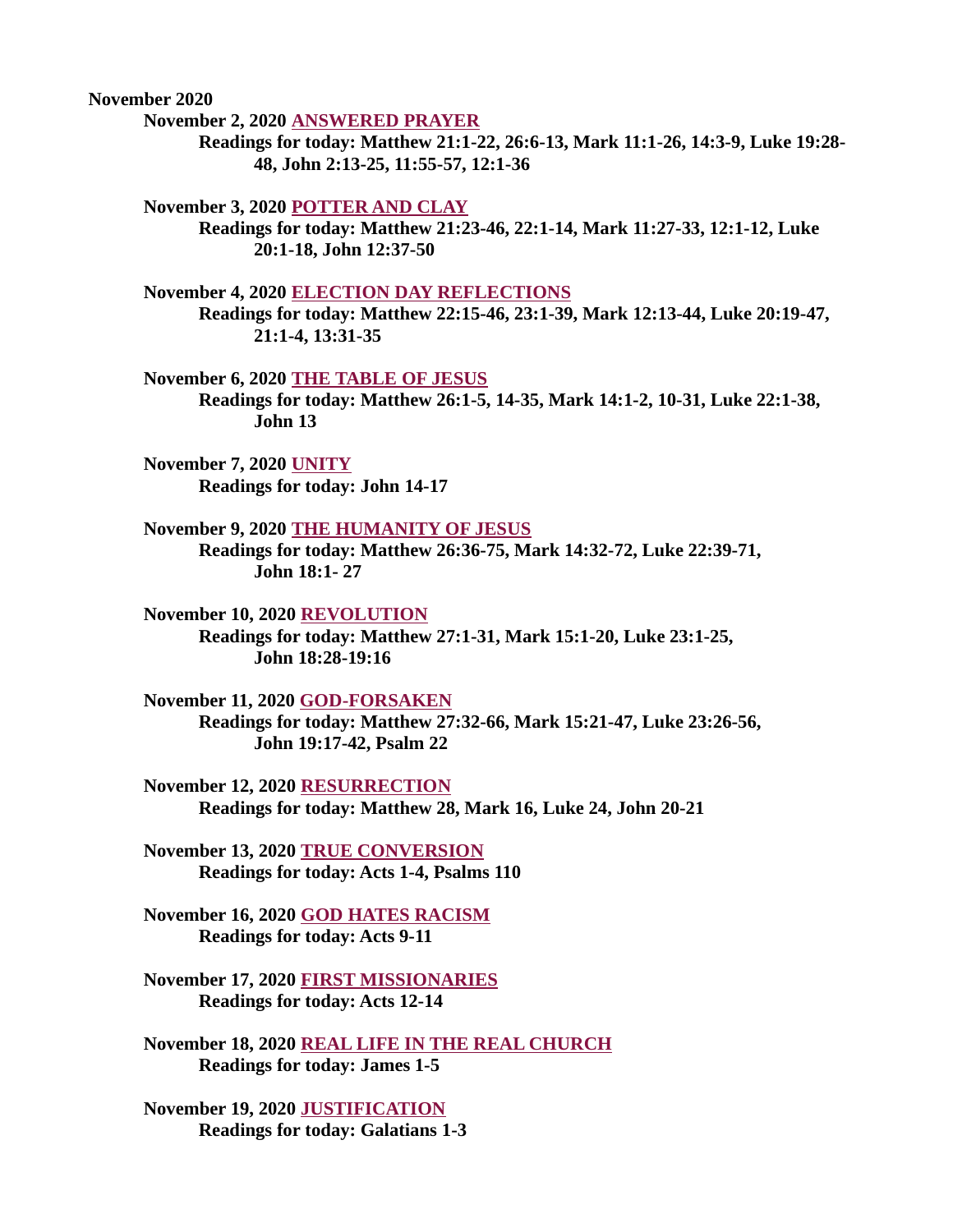**November 2020**

**November 2, 2020 ANSWERED PRAYER**

**Readings for today: Matthew 21:1-22, 26:6-13, Mark 11:1-26, 14:3-9, Luke 19:28-48, John 2:13-25, 11:55-57, 12:1-36**

**November 3, 2020 POTTER AND CLAY**

**Readings for today: Matthew 21:23-46, 22:1-14, Mark 11:27-33, 12:1-12, Luke 20:1-18, John 12:37-50**

**November 4, 2020 ELECTION DAY REFLECTIONS**

**Readings for today: Matthew 22:15-46, 23:1-39, Mark 12:13-44, Luke 20:19-47, 21:1-4, 13:31-35**

**November 6, 2020 THE TABLE OF JESUS**

**Readings for today: Matthew 26:1-5, 14-35, Mark 14:1-2, 10-31, Luke 22:1-38, John 13**

**November 7, 2020 UNITY**

**Readings for today: John 14-17**

**November 9, 2020 THE HUMANITY OF JESUS**

**Readings for today: Matthew 26:36-75, Mark 14:32-72, Luke 22:39-71, John 18:1- 27**

**November 10, 2020 REVOLUTION**

**Readings for today: Matthew 27:1-31, Mark 15:1-20, Luke 23:1-25, John 18:28-19:16**

**November 11, 2020 GOD-FORSAKEN**

**Readings for today: Matthew 27:32-66, Mark 15:21-47, Luke 23:26-56, John 19:17-42, Psalm 22**

**November 12, 2020 RESURRECTION**

**Readings for today: Matthew 28, Mark 16, Luke 24, John 20-21**

**November 13, 2020 TRUE CONVERSION**

**Readings for today: Acts 1-4, Psalms 110**

**November 16, 2020 GOD HATES RACISM**

**Readings for today: Acts 9-11**

**November 17, 2020 FIRST MISSIONARIES**

**Readings for today: Acts 12-14**

**November 18, 2020 REAL LIFE IN THE REAL CHURCH**

**Readings for today: James 1-5**

**November 19, 2020 JUSTIFICATION**

**Readings for today: Galatians 1-3**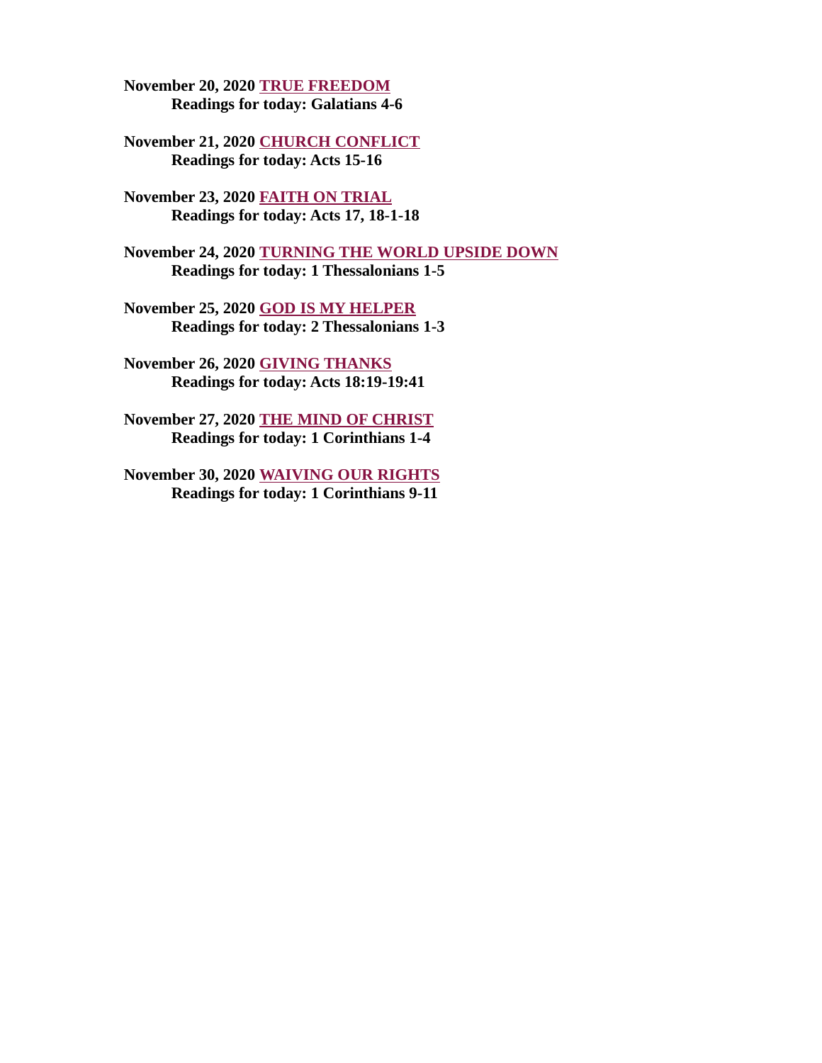**November 20, 2020 TRUE FREEDOM**
**Readings for today: Galatians 4-6**

**November 21, 2020 CHURCH CONFLICT**
**Readings for today: Acts 15-16**

**November 23, 2020 FAITH ON TRIAL**
**Readings for today: Acts 17, 18-1-18**

**November 24, 2020 TURNING THE WORLD UPSIDE DOWN**
**Readings for today: 1 Thessalonians 1-5**

**November 25, 2020 GOD IS MY HELPER**
**Readings for today: 2 Thessalonians 1-3**

**November 26, 2020 GIVING THANKS**
**Readings for today: Acts 18:19-19:41**

**November 27, 2020 THE MIND OF CHRIST**
**Readings for today: 1 Corinthians 1-4**

**November 30, 2020 WAIVING OUR RIGHTS**
**Readings for today: 1 Corinthians 9-11**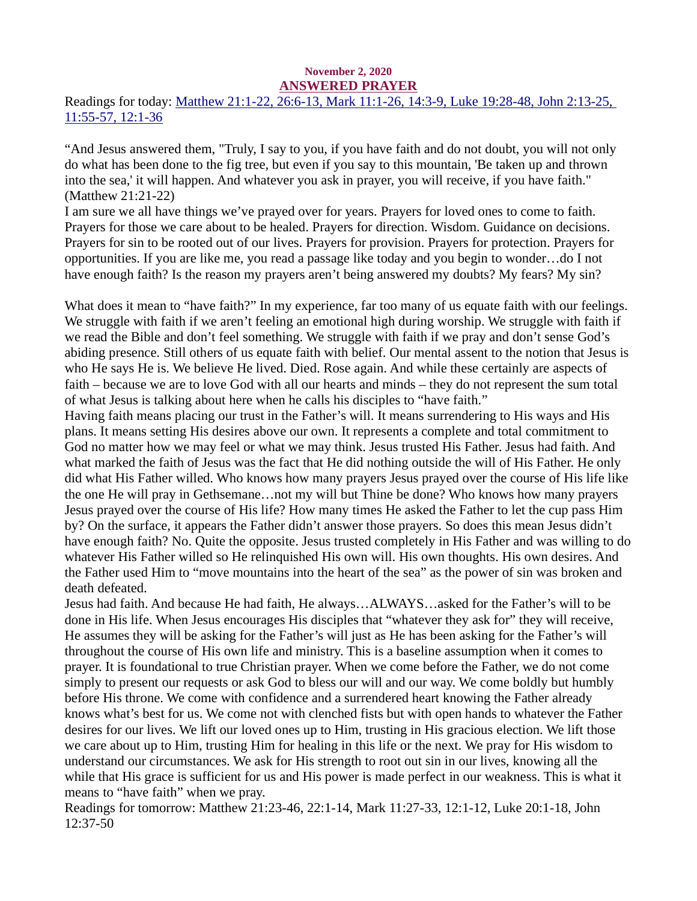**November 2, 2020**

# ANSWERED PRAYER

Readings for today: [Matthew 21:1-22, 26:6-13, Mark 11:1-26, 14:3-9, Luke 19:28-48, John 2:13-25, 11:55-57, 12:1-36]()

"And Jesus answered them, "Truly, I say to you, if you have faith and do not doubt, you will not only do what has been done to the fig tree, but even if you say to this mountain, 'Be taken up and thrown into the sea,' it will happen. And whatever you ask in prayer, you will receive, if you have faith." (Matthew 21:21-22)

I am sure we all have things we've prayed over for years. Prayers for loved ones to come to faith. Prayers for those we care about to be healed. Prayers for direction. Wisdom. Guidance on decisions. Prayers for sin to be rooted out of our lives. Prayers for provision. Prayers for protection. Prayers for opportunities. If you are like me, you read a passage like today and you begin to wonder…do I not have enough faith? Is the reason my prayers aren't being answered my doubts? My fears? My sin?

What does it mean to "have faith?" In my experience, far too many of us equate faith with our feelings. We struggle with faith if we aren't feeling an emotional high during worship. We struggle with faith if we read the Bible and don't feel something. We struggle with faith if we pray and don't sense God's abiding presence. Still others of us equate faith with belief. Our mental assent to the notion that Jesus is who He says He is. We believe He lived. Died. Rose again. And while these certainly are aspects of faith – because we are to love God with all our hearts and minds – they do not represent the sum total of what Jesus is talking about here when he calls his disciples to "have faith."

Having faith means placing our trust in the Father's will. It means surrendering to His ways and His plans. It means setting His desires above our own. It represents a complete and total commitment to God no matter how we may feel or what we may think. Jesus trusted His Father. Jesus had faith. And what marked the faith of Jesus was the fact that He did nothing outside the will of His Father. He only did what His Father willed. Who knows how many prayers Jesus prayed over the course of His life like the one He will pray in Gethsemane…not my will but Thine be done? Who knows how many prayers Jesus prayed over the course of His life? How many times He asked the Father to let the cup pass Him by? On the surface, it appears the Father didn't answer those prayers. So does this mean Jesus didn't have enough faith? No. Quite the opposite. Jesus trusted completely in His Father and was willing to do whatever His Father willed so He relinquished His own will. His own thoughts. His own desires. And the Father used Him to "move mountains into the heart of the sea" as the power of sin was broken and death defeated.

Jesus had faith. And because He had faith, He always…ALWAYS…asked for the Father's will to be done in His life. When Jesus encourages His disciples that "whatever they ask for" they will receive, He assumes they will be asking for the Father's will just as He has been asking for the Father's will throughout the course of His own life and ministry. This is a baseline assumption when it comes to prayer. It is foundational to true Christian prayer. When we come before the Father, we do not come simply to present our requests or ask God to bless our will and our way. We come boldly but humbly before His throne. We come with confidence and a surrendered heart knowing the Father already knows what's best for us. We come not with clenched fists but with open hands to whatever the Father desires for our lives. We lift our loved ones up to Him, trusting in His gracious election. We lift those we care about up to Him, trusting Him for healing in this life or the next. We pray for His wisdom to understand our circumstances. We ask for His strength to root out sin in our lives, knowing all the while that His grace is sufficient for us and His power is made perfect in our weakness. This is what it means to "have faith" when we pray.

Readings for tomorrow: Matthew 21:23-46, 22:1-14, Mark 11:27-33, 12:1-12, Luke 20:1-18, John 12:37-50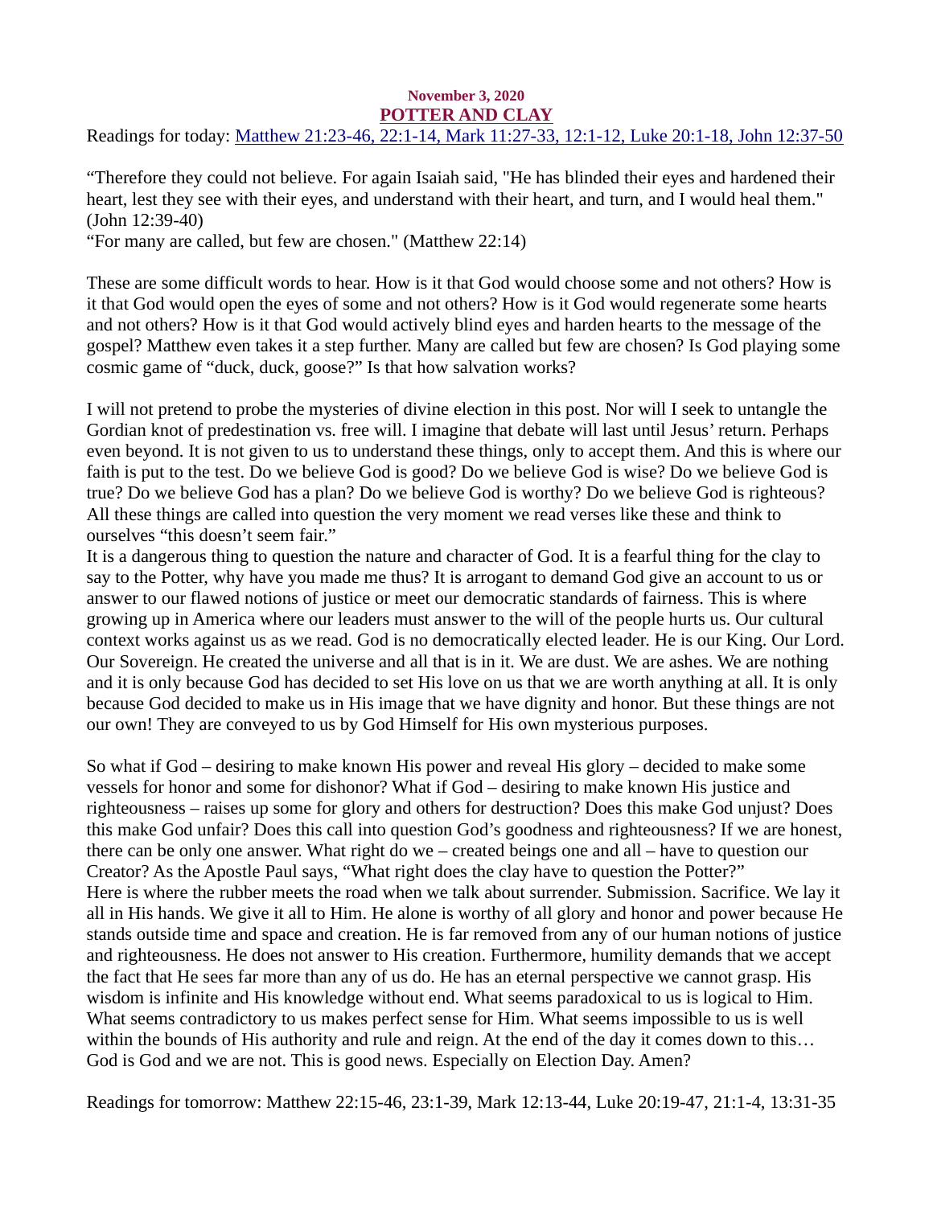**November 3, 2020**

# POTTER AND CLAY

Readings for today: Matthew 21:23-46, 22:1-14, Mark 11:27-33, 12:1-12, Luke 20:1-18, John 12:37-50

"Therefore they could not believe. For again Isaiah said, "He has blinded their eyes and hardened their heart, lest they see with their eyes, and understand with their heart, and turn, and I would heal them." (John 12:39-40)

"For many are called, but few are chosen." (Matthew 22:14)

These are some difficult words to hear. How is it that God would choose some and not others? How is it that God would open the eyes of some and not others? How is it God would regenerate some hearts and not others? How is it that God would actively blind eyes and harden hearts to the message of the gospel? Matthew even takes it a step further. Many are called but few are chosen? Is God playing some cosmic game of "duck, duck, goose?" Is that how salvation works?

I will not pretend to probe the mysteries of divine election in this post. Nor will I seek to untangle the Gordian knot of predestination vs. free will. I imagine that debate will last until Jesus' return. Perhaps even beyond. It is not given to us to understand these things, only to accept them. And this is where our faith is put to the test. Do we believe God is good? Do we believe God is wise? Do we believe God is true? Do we believe God has a plan? Do we believe God is worthy? Do we believe God is righteous? All these things are called into question the very moment we read verses like these and think to ourselves "this doesn't seem fair."

It is a dangerous thing to question the nature and character of God. It is a fearful thing for the clay to say to the Potter, why have you made me thus? It is arrogant to demand God give an account to us or answer to our flawed notions of justice or meet our democratic standards of fairness. This is where growing up in America where our leaders must answer to the will of the people hurts us. Our cultural context works against us as we read. God is no democratically elected leader. He is our King. Our Lord. Our Sovereign. He created the universe and all that is in it. We are dust. We are ashes. We are nothing and it is only because God has decided to set His love on us that we are worth anything at all. It is only because God decided to make us in His image that we have dignity and honor. But these things are not our own! They are conveyed to us by God Himself for His own mysterious purposes.

So what if God – desiring to make known His power and reveal His glory – decided to make some vessels for honor and some for dishonor? What if God – desiring to make known His justice and righteousness – raises up some for glory and others for destruction? Does this make God unjust? Does this make God unfair? Does this call into question God's goodness and righteousness? If we are honest, there can be only one answer. What right do we – created beings one and all – have to question our Creator? As the Apostle Paul says, "What right does the clay have to question the Potter?"

Here is where the rubber meets the road when we talk about surrender. Submission. Sacrifice. We lay it all in His hands. We give it all to Him. He alone is worthy of all glory and honor and power because He stands outside time and space and creation. He is far removed from any of our human notions of justice and righteousness. He does not answer to His creation. Furthermore, humility demands that we accept the fact that He sees far more than any of us do. He has an eternal perspective we cannot grasp. His wisdom is infinite and His knowledge without end. What seems paradoxical to us is logical to Him. What seems contradictory to us makes perfect sense for Him. What seems impossible to us is well within the bounds of His authority and rule and reign. At the end of the day it comes down to this… God is God and we are not. This is good news. Especially on Election Day. Amen?

Readings for tomorrow: Matthew 22:15-46, 23:1-39, Mark 12:13-44, Luke 20:19-47, 21:1-4, 13:31-35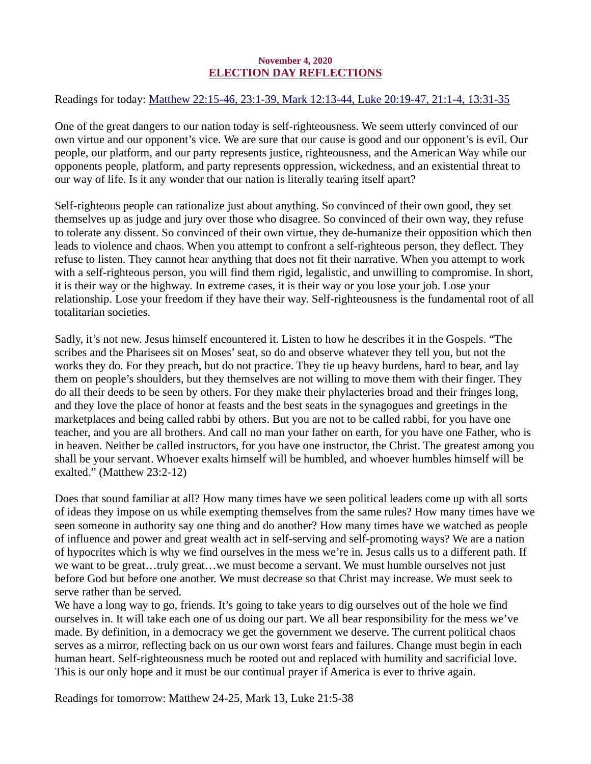November 4, 2020

# ELECTION DAY REFLECTIONS

Readings for today: Matthew 22:15-46, 23:1-39, Mark 12:13-44, Luke 20:19-47, 21:1-4, 13:31-35

One of the great dangers to our nation today is self-righteousness. We seem utterly convinced of our own virtue and our opponent's vice. We are sure that our cause is good and our opponent's is evil. Our people, our platform, and our party represents justice, righteousness, and the American Way while our opponents people, platform, and party represents oppression, wickedness, and an existential threat to our way of life. Is it any wonder that our nation is literally tearing itself apart?

Self-righteous people can rationalize just about anything. So convinced of their own good, they set themselves up as judge and jury over those who disagree. So convinced of their own way, they refuse to tolerate any dissent. So convinced of their own virtue, they de-humanize their opposition which then leads to violence and chaos. When you attempt to confront a self-righteous person, they deflect. They refuse to listen. They cannot hear anything that does not fit their narrative. When you attempt to work with a self-righteous person, you will find them rigid, legalistic, and unwilling to compromise. In short, it is their way or the highway. In extreme cases, it is their way or you lose your job. Lose your relationship. Lose your freedom if they have their way. Self-righteousness is the fundamental root of all totalitarian societies.

Sadly, it's not new. Jesus himself encountered it. Listen to how he describes it in the Gospels. "The scribes and the Pharisees sit on Moses' seat, so do and observe whatever they tell you, but not the works they do. For they preach, but do not practice. They tie up heavy burdens, hard to bear, and lay them on people's shoulders, but they themselves are not willing to move them with their finger. They do all their deeds to be seen by others. For they make their phylacteries broad and their fringes long, and they love the place of honor at feasts and the best seats in the synagogues and greetings in the marketplaces and being called rabbi by others. But you are not to be called rabbi, for you have one teacher, and you are all brothers. And call no man your father on earth, for you have one Father, who is in heaven. Neither be called instructors, for you have one instructor, the Christ. The greatest among you shall be your servant. Whoever exalts himself will be humbled, and whoever humbles himself will be exalted." (Matthew 23:2-12)

Does that sound familiar at all? How many times have we seen political leaders come up with all sorts of ideas they impose on us while exempting themselves from the same rules? How many times have we seen someone in authority say one thing and do another? How many times have we watched as people of influence and power and great wealth act in self-serving and self-promoting ways? We are a nation of hypocrites which is why we find ourselves in the mess we're in. Jesus calls us to a different path. If we want to be great…truly great…we must become a servant. We must humble ourselves not just before God but before one another. We must decrease so that Christ may increase. We must seek to serve rather than be served.

We have a long way to go, friends. It's going to take years to dig ourselves out of the hole we find ourselves in. It will take each one of us doing our part. We all bear responsibility for the mess we've made. By definition, in a democracy we get the government we deserve. The current political chaos serves as a mirror, reflecting back on us our own worst fears and failures. Change must begin in each human heart. Self-righteousness much be rooted out and replaced with humility and sacrificial love. This is our only hope and it must be our continual prayer if America is ever to thrive again.

Readings for tomorrow: Matthew 24-25, Mark 13, Luke 21:5-38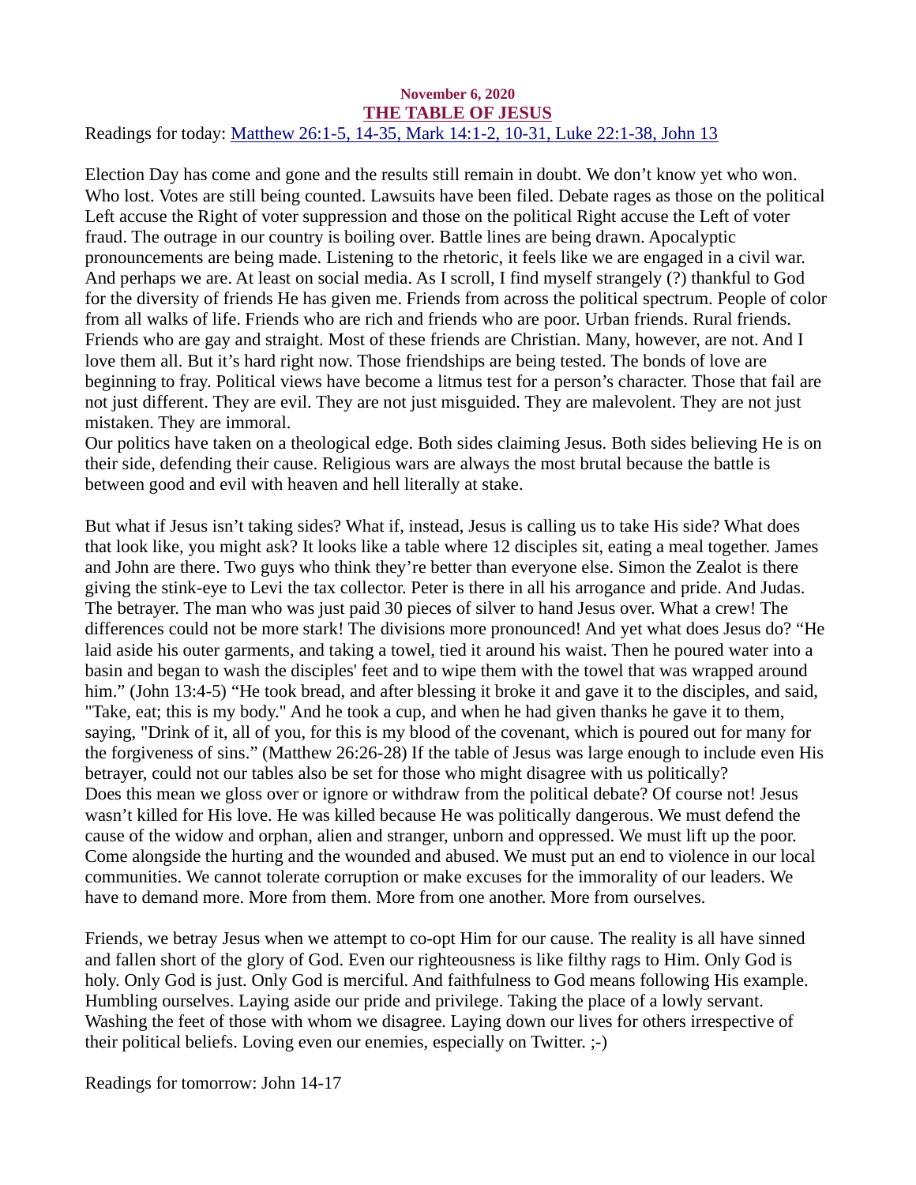**November 6, 2020**

# THE TABLE OF JESUS

Readings for today: [Matthew 26:1-5, 14-35, Mark 14:1-2, 10-31, Luke 22:1-38, John 13]()

Election Day has come and gone and the results still remain in doubt. We don't know yet who won. Who lost. Votes are still being counted. Lawsuits have been filed. Debate rages as those on the political Left accuse the Right of voter suppression and those on the political Right accuse the Left of voter fraud. The outrage in our country is boiling over. Battle lines are being drawn. Apocalyptic pronouncements are being made. Listening to the rhetoric, it feels like we are engaged in a civil war. And perhaps we are. At least on social media. As I scroll, I find myself strangely (?) thankful to God for the diversity of friends He has given me. Friends from across the political spectrum. People of color from all walks of life. Friends who are rich and friends who are poor. Urban friends. Rural friends. Friends who are gay and straight. Most of these friends are Christian. Many, however, are not. And I love them all. But it's hard right now. Those friendships are being tested. The bonds of love are beginning to fray. Political views have become a litmus test for a person's character. Those that fail are not just different. They are evil. They are not just misguided. They are malevolent. They are not just mistaken. They are immoral.

Our politics have taken on a theological edge. Both sides claiming Jesus. Both sides believing He is on their side, defending their cause. Religious wars are always the most brutal because the battle is between good and evil with heaven and hell literally at stake.

But what if Jesus isn't taking sides? What if, instead, Jesus is calling us to take His side? What does that look like, you might ask? It looks like a table where 12 disciples sit, eating a meal together. James and John are there. Two guys who think they're better than everyone else. Simon the Zealot is there giving the stink-eye to Levi the tax collector. Peter is there in all his arrogance and pride. And Judas. The betrayer. The man who was just paid 30 pieces of silver to hand Jesus over. What a crew! The differences could not be more stark! The divisions more pronounced! And yet what does Jesus do? "He laid aside his outer garments, and taking a towel, tied it around his waist. Then he poured water into a basin and began to wash the disciples' feet and to wipe them with the towel that was wrapped around him." (John 13:4-5) "He took bread, and after blessing it broke it and gave it to the disciples, and said, "Take, eat; this is my body." And he took a cup, and when he had given thanks he gave it to them, saying, "Drink of it, all of you, for this is my blood of the covenant, which is poured out for many for the forgiveness of sins." (Matthew 26:26-28) If the table of Jesus was large enough to include even His betrayer, could not our tables also be set for those who might disagree with us politically?

Does this mean we gloss over or ignore or withdraw from the political debate? Of course not! Jesus wasn't killed for His love. He was killed because He was politically dangerous. We must defend the cause of the widow and orphan, alien and stranger, unborn and oppressed. We must lift up the poor. Come alongside the hurting and the wounded and abused. We must put an end to violence in our local communities. We cannot tolerate corruption or make excuses for the immorality of our leaders. We have to demand more. More from them. More from one another. More from ourselves.

Friends, we betray Jesus when we attempt to co-opt Him for our cause. The reality is all have sinned and fallen short of the glory of God. Even our righteousness is like filthy rags to Him. Only God is holy. Only God is just. Only God is merciful. And faithfulness to God means following His example. Humbling ourselves. Laying aside our pride and privilege. Taking the place of a lowly servant. Washing the feet of those with whom we disagree. Laying down our lives for others irrespective of their political beliefs. Loving even our enemies, especially on Twitter. ;-)

Readings for tomorrow: John 14-17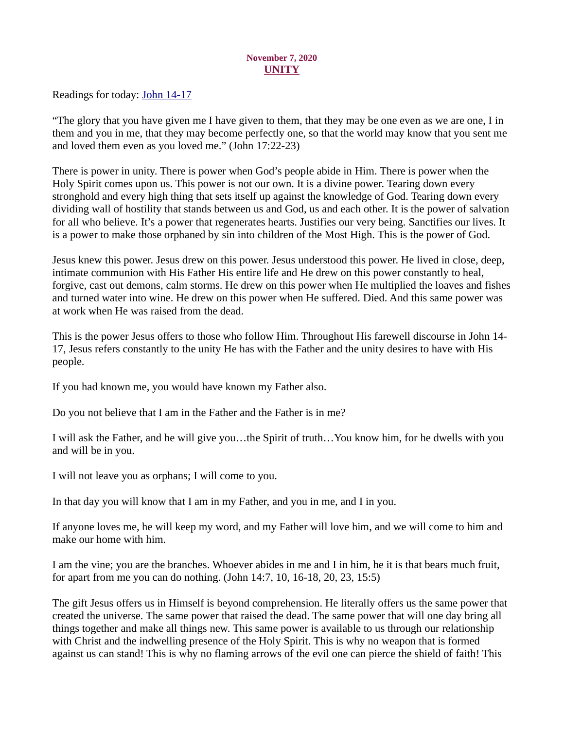**November 7, 2020**

## UNITY

Readings for today: [John 14-17]

"The glory that you have given me I have given to them, that they may be one even as we are one, I in them and you in me, that they may become perfectly one, so that the world may know that you sent me and loved them even as you loved me." (John 17:22-23)

There is power in unity. There is power when God's people abide in Him. There is power when the Holy Spirit comes upon us. This power is not our own. It is a divine power. Tearing down every stronghold and every high thing that sets itself up against the knowledge of God. Tearing down every dividing wall of hostility that stands between us and God, us and each other. It is the power of salvation for all who believe. It's a power that regenerates hearts. Justifies our very being. Sanctifies our lives. It is a power to make those orphaned by sin into children of the Most High. This is the power of God.

Jesus knew this power. Jesus drew on this power. Jesus understood this power. He lived in close, deep, intimate communion with His Father His entire life and He drew on this power constantly to heal, forgive, cast out demons, calm storms. He drew on this power when He multiplied the loaves and fishes and turned water into wine. He drew on this power when He suffered. Died. And this same power was at work when He was raised from the dead.

This is the power Jesus offers to those who follow Him. Throughout His farewell discourse in John 14-17, Jesus refers constantly to the unity He has with the Father and the unity desires to have with His people.

If you had known me, you would have known my Father also.

Do you not believe that I am in the Father and the Father is in me?

I will ask the Father, and he will give you…the Spirit of truth…You know him, for he dwells with you and will be in you.

I will not leave you as orphans; I will come to you.

In that day you will know that I am in my Father, and you in me, and I in you.

If anyone loves me, he will keep my word, and my Father will love him, and we will come to him and make our home with him.

I am the vine; you are the branches. Whoever abides in me and I in him, he it is that bears much fruit, for apart from me you can do nothing. (John 14:7, 10, 16-18, 20, 23, 15:5)

The gift Jesus offers us in Himself is beyond comprehension. He literally offers us the same power that created the universe. The same power that raised the dead. The same power that will one day bring all things together and make all things new. This same power is available to us through our relationship with Christ and the indwelling presence of the Holy Spirit. This is why no weapon that is formed against us can stand! This is why no flaming arrows of the evil one can pierce the shield of faith! This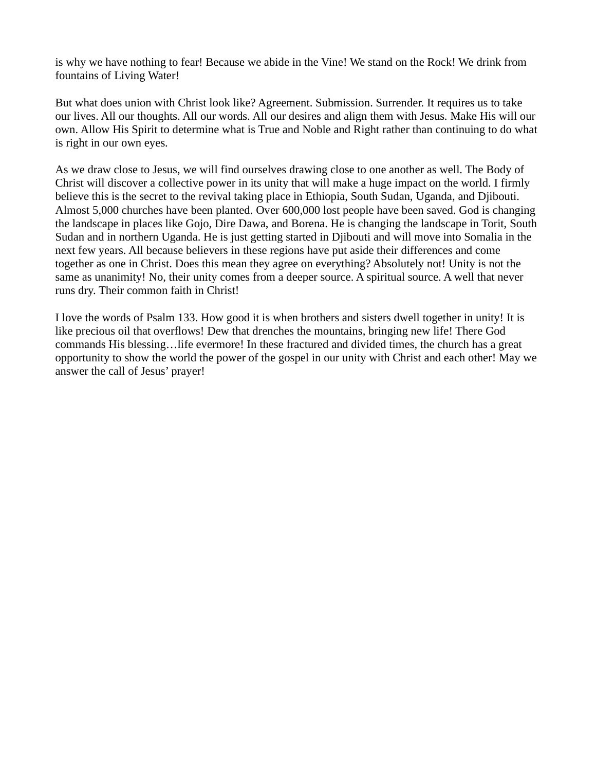is why we have nothing to fear! Because we abide in the Vine! We stand on the Rock! We drink from fountains of Living Water!

But what does union with Christ look like? Agreement. Submission. Surrender. It requires us to take our lives. All our thoughts. All our words. All our desires and align them with Jesus. Make His will our own. Allow His Spirit to determine what is True and Noble and Right rather than continuing to do what is right in our own eyes.

As we draw close to Jesus, we will find ourselves drawing close to one another as well. The Body of Christ will discover a collective power in its unity that will make a huge impact on the world. I firmly believe this is the secret to the revival taking place in Ethiopia, South Sudan, Uganda, and Djibouti. Almost 5,000 churches have been planted. Over 600,000 lost people have been saved. God is changing the landscape in places like Gojo, Dire Dawa, and Borena. He is changing the landscape in Torit, South Sudan and in northern Uganda. He is just getting started in Djibouti and will move into Somalia in the next few years. All because believers in these regions have put aside their differences and come together as one in Christ. Does this mean they agree on everything? Absolutely not! Unity is not the same as unanimity! No, their unity comes from a deeper source. A spiritual source. A well that never runs dry. Their common faith in Christ!

I love the words of Psalm 133. How good it is when brothers and sisters dwell together in unity! It is like precious oil that overflows! Dew that drenches the mountains, bringing new life! There God commands His blessing…life evermore! In these fractured and divided times, the church has a great opportunity to show the world the power of the gospel in our unity with Christ and each other! May we answer the call of Jesus' prayer!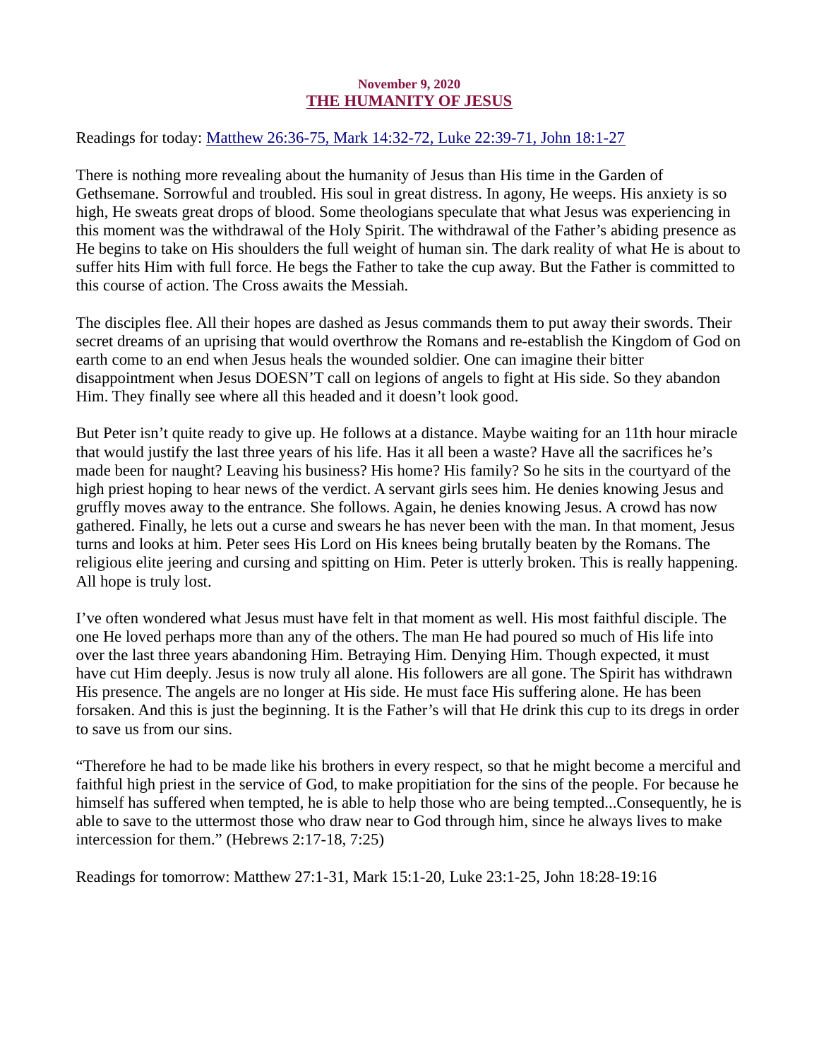**November 9, 2020**

## THE HUMANITY OF JESUS

Readings for today: [Matthew 26:36-75, Mark 14:32-72, Luke 22:39-71, John 18:1-27]

There is nothing more revealing about the humanity of Jesus than His time in the Garden of Gethsemane. Sorrowful and troubled. His soul in great distress. In agony, He weeps. His anxiety is so high, He sweats great drops of blood. Some theologians speculate that what Jesus was experiencing in this moment was the withdrawal of the Holy Spirit. The withdrawal of the Father's abiding presence as He begins to take on His shoulders the full weight of human sin. The dark reality of what He is about to suffer hits Him with full force. He begs the Father to take the cup away. But the Father is committed to this course of action. The Cross awaits the Messiah.

The disciples flee. All their hopes are dashed as Jesus commands them to put away their swords. Their secret dreams of an uprising that would overthrow the Romans and re-establish the Kingdom of God on earth come to an end when Jesus heals the wounded soldier. One can imagine their bitter disappointment when Jesus DOESN'T call on legions of angels to fight at His side. So they abandon Him. They finally see where all this headed and it doesn't look good.

But Peter isn't quite ready to give up. He follows at a distance. Maybe waiting for an 11th hour miracle that would justify the last three years of his life. Has it all been a waste? Have all the sacrifices he's made been for naught? Leaving his business? His home? His family? So he sits in the courtyard of the high priest hoping to hear news of the verdict. A servant girls sees him. He denies knowing Jesus and gruffly moves away to the entrance. She follows. Again, he denies knowing Jesus. A crowd has now gathered. Finally, he lets out a curse and swears he has never been with the man. In that moment, Jesus turns and looks at him. Peter sees His Lord on His knees being brutally beaten by the Romans. The religious elite jeering and cursing and spitting on Him. Peter is utterly broken. This is really happening. All hope is truly lost.

I've often wondered what Jesus must have felt in that moment as well. His most faithful disciple. The one He loved perhaps more than any of the others. The man He had poured so much of His life into over the last three years abandoning Him. Betraying Him. Denying Him. Though expected, it must have cut Him deeply. Jesus is now truly all alone. His followers are all gone. The Spirit has withdrawn His presence. The angels are no longer at His side. He must face His suffering alone. He has been forsaken. And this is just the beginning. It is the Father's will that He drink this cup to its dregs in order to save us from our sins.

"Therefore he had to be made like his brothers in every respect, so that he might become a merciful and faithful high priest in the service of God, to make propitiation for the sins of the people. For because he himself has suffered when tempted, he is able to help those who are being tempted...Consequently, he is able to save to the uttermost those who draw near to God through him, since he always lives to make intercession for them." (Hebrews 2:17-18, 7:25)

Readings for tomorrow: Matthew 27:1-31, Mark 15:1-20, Luke 23:1-25, John 18:28-19:16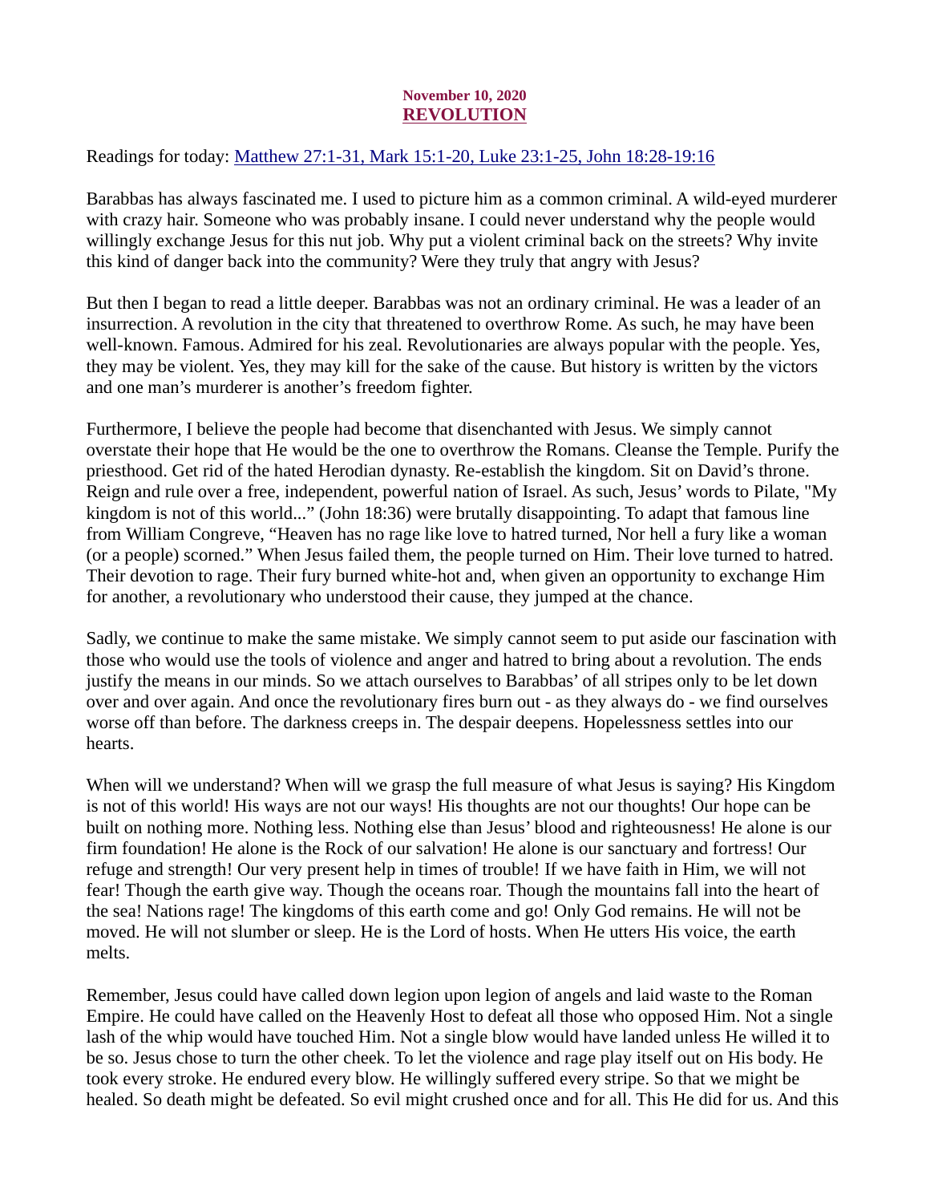November 10, 2020

## REVOLUTION

Readings for today: Matthew 27:1-31, Mark 15:1-20, Luke 23:1-25, John 18:28-19:16

Barabbas has always fascinated me. I used to picture him as a common criminal. A wild-eyed murderer with crazy hair. Someone who was probably insane. I could never understand why the people would willingly exchange Jesus for this nut job. Why put a violent criminal back on the streets? Why invite this kind of danger back into the community? Were they truly that angry with Jesus?

But then I began to read a little deeper. Barabbas was not an ordinary criminal. He was a leader of an insurrection. A revolution in the city that threatened to overthrow Rome. As such, he may have been well-known. Famous. Admired for his zeal. Revolutionaries are always popular with the people. Yes, they may be violent. Yes, they may kill for the sake of the cause. But history is written by the victors and one man's murderer is another's freedom fighter.

Furthermore, I believe the people had become that disenchanted with Jesus. We simply cannot overstate their hope that He would be the one to overthrow the Romans. Cleanse the Temple. Purify the priesthood. Get rid of the hated Herodian dynasty. Re-establish the kingdom. Sit on David's throne. Reign and rule over a free, independent, powerful nation of Israel. As such, Jesus' words to Pilate, "My kingdom is not of this world..." (John 18:36) were brutally disappointing. To adapt that famous line from William Congreve, "Heaven has no rage like love to hatred turned, Nor hell a fury like a woman (or a people) scorned." When Jesus failed them, the people turned on Him. Their love turned to hatred. Their devotion to rage. Their fury burned white-hot and, when given an opportunity to exchange Him for another, a revolutionary who understood their cause, they jumped at the chance.

Sadly, we continue to make the same mistake. We simply cannot seem to put aside our fascination with those who would use the tools of violence and anger and hatred to bring about a revolution. The ends justify the means in our minds. So we attach ourselves to Barabbas' of all stripes only to be let down over and over again. And once the revolutionary fires burn out - as they always do - we find ourselves worse off than before. The darkness creeps in. The despair deepens. Hopelessness settles into our hearts.

When will we understand? When will we grasp the full measure of what Jesus is saying? His Kingdom is not of this world! His ways are not our ways! His thoughts are not our thoughts! Our hope can be built on nothing more. Nothing less. Nothing else than Jesus' blood and righteousness! He alone is our firm foundation! He alone is the Rock of our salvation! He alone is our sanctuary and fortress! Our refuge and strength! Our very present help in times of trouble! If we have faith in Him, we will not fear! Though the earth give way. Though the oceans roar. Though the mountains fall into the heart of the sea! Nations rage! The kingdoms of this earth come and go! Only God remains. He will not be moved. He will not slumber or sleep. He is the Lord of hosts. When He utters His voice, the earth melts.

Remember, Jesus could have called down legion upon legion of angels and laid waste to the Roman Empire. He could have called on the Heavenly Host to defeat all those who opposed Him. Not a single lash of the whip would have touched Him. Not a single blow would have landed unless He willed it to be so. Jesus chose to turn the other cheek. To let the violence and rage play itself out on His body. He took every stroke. He endured every blow. He willingly suffered every stripe. So that we might be healed. So death might be defeated. So evil might crushed once and for all. This He did for us. And this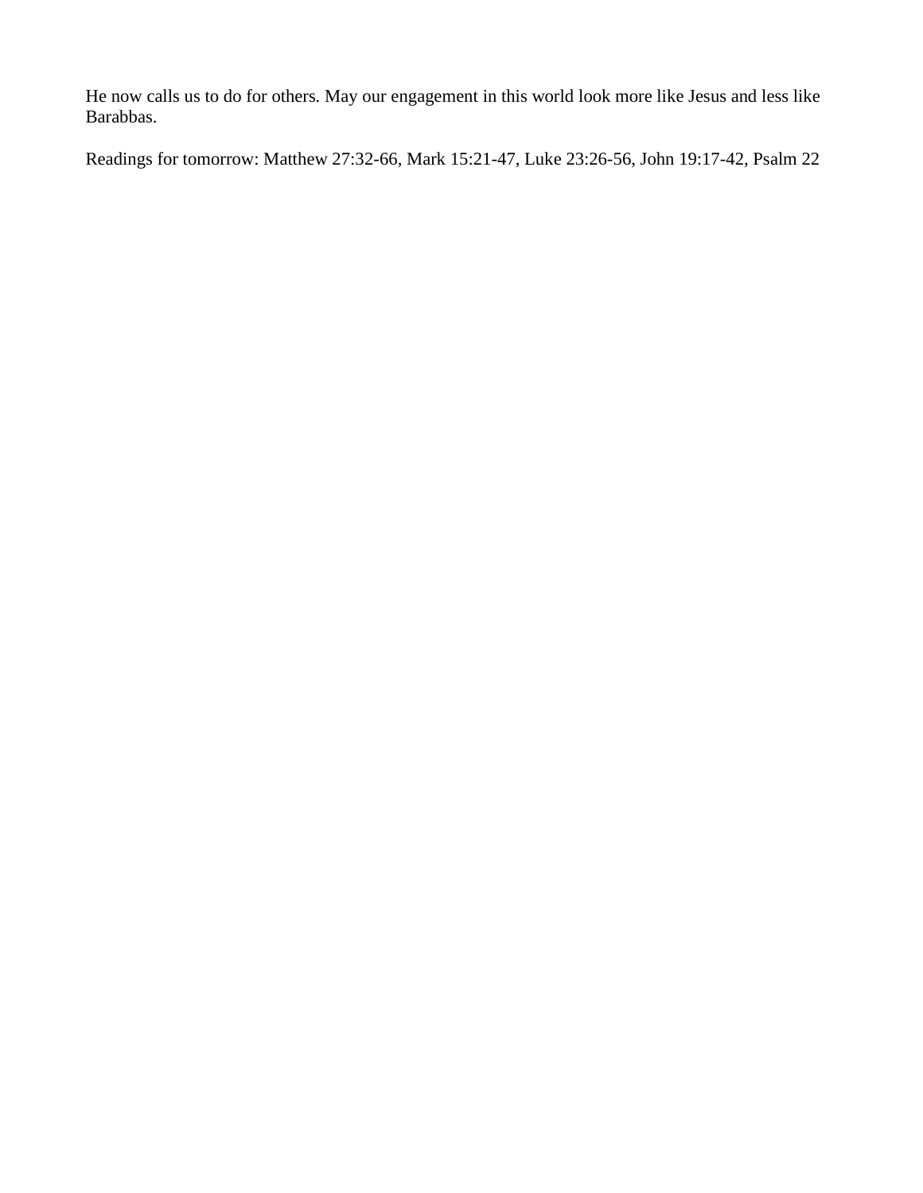He now calls us to do for others. May our engagement in this world look more like Jesus and less like Barabbas.

Readings for tomorrow: Matthew 27:32-66, Mark 15:21-47, Luke 23:26-56, John 19:17-42, Psalm 22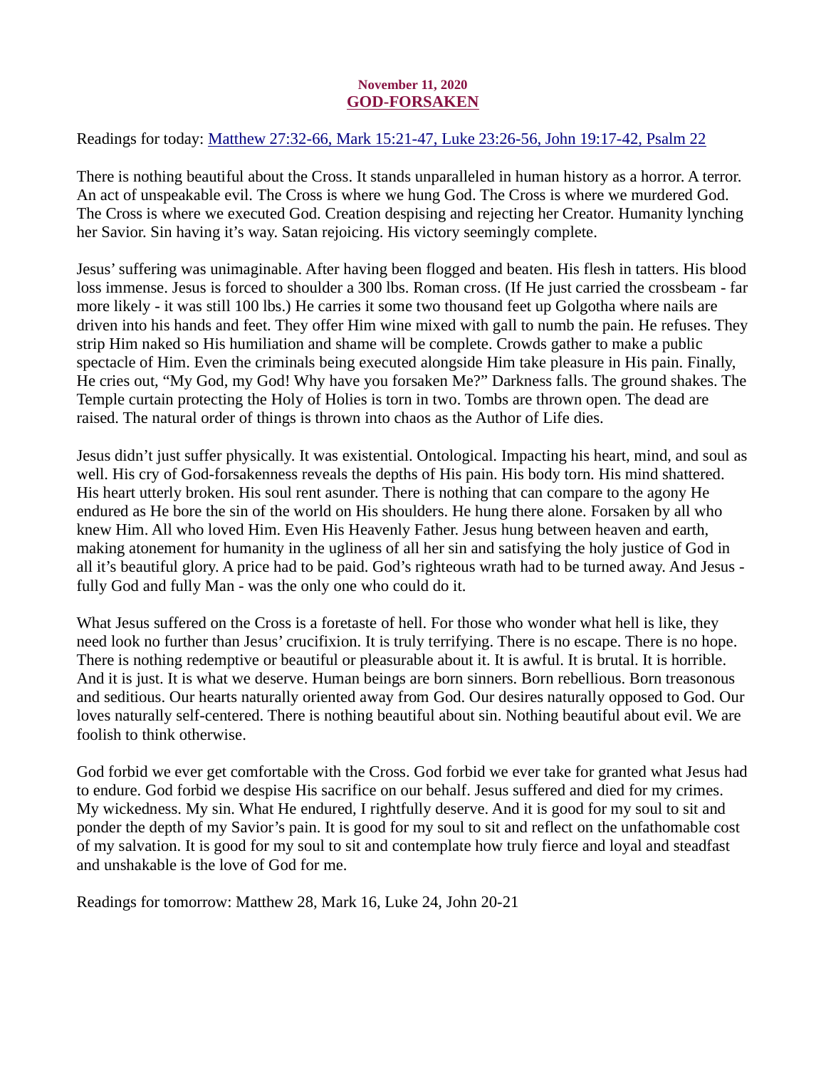**November 11, 2020**

# GOD-FORSAKEN

Readings for today: Matthew 27:32-66, Mark 15:21-47, Luke 23:26-56, John 19:17-42, Psalm 22

There is nothing beautiful about the Cross. It stands unparalleled in human history as a horror. A terror. An act of unspeakable evil. The Cross is where we hung God. The Cross is where we murdered God. The Cross is where we executed God. Creation despising and rejecting her Creator. Humanity lynching her Savior. Sin having it's way. Satan rejoicing. His victory seemingly complete.

Jesus' suffering was unimaginable. After having been flogged and beaten. His flesh in tatters. His blood loss immense. Jesus is forced to shoulder a 300 lbs. Roman cross. (If He just carried the crossbeam - far more likely - it was still 100 lbs.) He carries it some two thousand feet up Golgotha where nails are driven into his hands and feet. They offer Him wine mixed with gall to numb the pain. He refuses. They strip Him naked so His humiliation and shame will be complete. Crowds gather to make a public spectacle of Him. Even the criminals being executed alongside Him take pleasure in His pain. Finally, He cries out, "My God, my God! Why have you forsaken Me?" Darkness falls. The ground shakes. The Temple curtain protecting the Holy of Holies is torn in two. Tombs are thrown open. The dead are raised. The natural order of things is thrown into chaos as the Author of Life dies.

Jesus didn't just suffer physically. It was existential. Ontological. Impacting his heart, mind, and soul as well. His cry of God-forsakenness reveals the depths of His pain. His body torn. His mind shattered. His heart utterly broken. His soul rent asunder. There is nothing that can compare to the agony He endured as He bore the sin of the world on His shoulders. He hung there alone. Forsaken by all who knew Him. All who loved Him. Even His Heavenly Father. Jesus hung between heaven and earth, making atonement for humanity in the ugliness of all her sin and satisfying the holy justice of God in all it's beautiful glory. A price had to be paid. God's righteous wrath had to be turned away. And Jesus - fully God and fully Man - was the only one who could do it.

What Jesus suffered on the Cross is a foretaste of hell. For those who wonder what hell is like, they need look no further than Jesus' crucifixion. It is truly terrifying. There is no escape. There is no hope. There is nothing redemptive or beautiful or pleasurable about it. It is awful. It is brutal. It is horrible. And it is just. It is what we deserve. Human beings are born sinners. Born rebellious. Born treasonous and seditious. Our hearts naturally oriented away from God. Our desires naturally opposed to God. Our loves naturally self-centered. There is nothing beautiful about sin. Nothing beautiful about evil. We are foolish to think otherwise.

God forbid we ever get comfortable with the Cross. God forbid we ever take for granted what Jesus had to endure. God forbid we despise His sacrifice on our behalf. Jesus suffered and died for my crimes. My wickedness. My sin. What He endured, I rightfully deserve. And it is good for my soul to sit and ponder the depth of my Savior's pain. It is good for my soul to sit and reflect on the unfathomable cost of my salvation. It is good for my soul to sit and contemplate how truly fierce and loyal and steadfast and unshakable is the love of God for me.

Readings for tomorrow: Matthew 28, Mark 16, Luke 24, John 20-21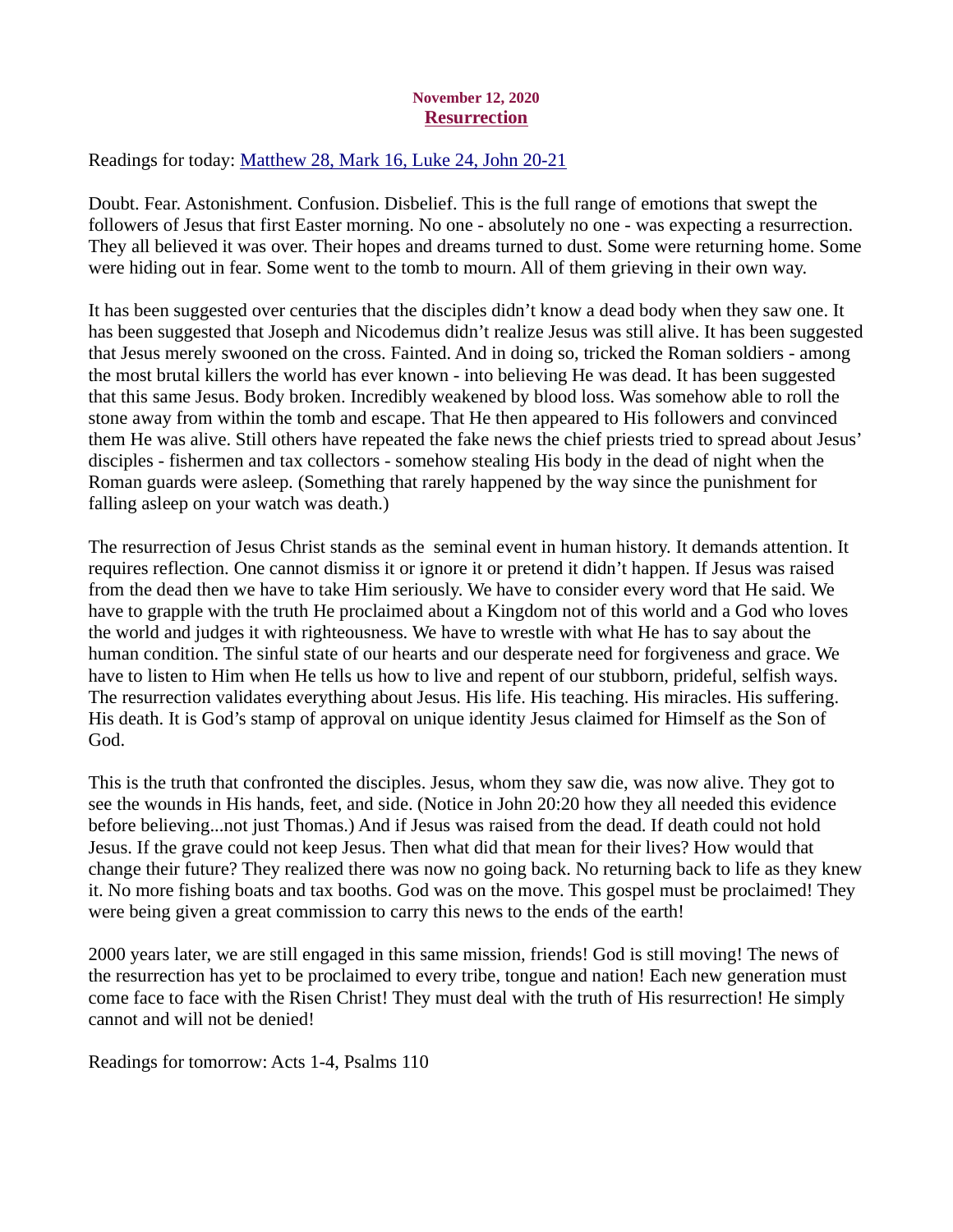**November 12, 2020**

# Resurrection

Readings for today: [Matthew 28, Mark 16, Luke 24, John 20-21]

Doubt. Fear. Astonishment. Confusion. Disbelief. This is the full range of emotions that swept the followers of Jesus that first Easter morning. No one - absolutely no one - was expecting a resurrection. They all believed it was over. Their hopes and dreams turned to dust. Some were returning home. Some were hiding out in fear. Some went to the tomb to mourn. All of them grieving in their own way.

It has been suggested over centuries that the disciples didn't know a dead body when they saw one. It has been suggested that Joseph and Nicodemus didn't realize Jesus was still alive. It has been suggested that Jesus merely swooned on the cross. Fainted. And in doing so, tricked the Roman soldiers - among the most brutal killers the world has ever known - into believing He was dead. It has been suggested that this same Jesus. Body broken. Incredibly weakened by blood loss. Was somehow able to roll the stone away from within the tomb and escape. That He then appeared to His followers and convinced them He was alive. Still others have repeated the fake news the chief priests tried to spread about Jesus' disciples - fishermen and tax collectors - somehow stealing His body in the dead of night when the Roman guards were asleep. (Something that rarely happened by the way since the punishment for falling asleep on your watch was death.)

The resurrection of Jesus Christ stands as the seminal event in human history. It demands attention. It requires reflection. One cannot dismiss it or ignore it or pretend it didn't happen. If Jesus was raised from the dead then we have to take Him seriously. We have to consider every word that He said. We have to grapple with the truth He proclaimed about a Kingdom not of this world and a God who loves the world and judges it with righteousness. We have to wrestle with what He has to say about the human condition. The sinful state of our hearts and our desperate need for forgiveness and grace. We have to listen to Him when He tells us how to live and repent of our stubborn, prideful, selfish ways. The resurrection validates everything about Jesus. His life. His teaching. His miracles. His suffering. His death. It is God's stamp of approval on unique identity Jesus claimed for Himself as the Son of God.

This is the truth that confronted the disciples. Jesus, whom they saw die, was now alive. They got to see the wounds in His hands, feet, and side. (Notice in John 20:20 how they all needed this evidence before believing...not just Thomas.) And if Jesus was raised from the dead. If death could not hold Jesus. If the grave could not keep Jesus. Then what did that mean for their lives? How would that change their future? They realized there was now no going back. No returning back to life as they knew it. No more fishing boats and tax booths. God was on the move. This gospel must be proclaimed! They were being given a great commission to carry this news to the ends of the earth!

2000 years later, we are still engaged in this same mission, friends! God is still moving! The news of the resurrection has yet to be proclaimed to every tribe, tongue and nation! Each new generation must come face to face with the Risen Christ! They must deal with the truth of His resurrection! He simply cannot and will not be denied!

Readings for tomorrow: Acts 1-4, Psalms 110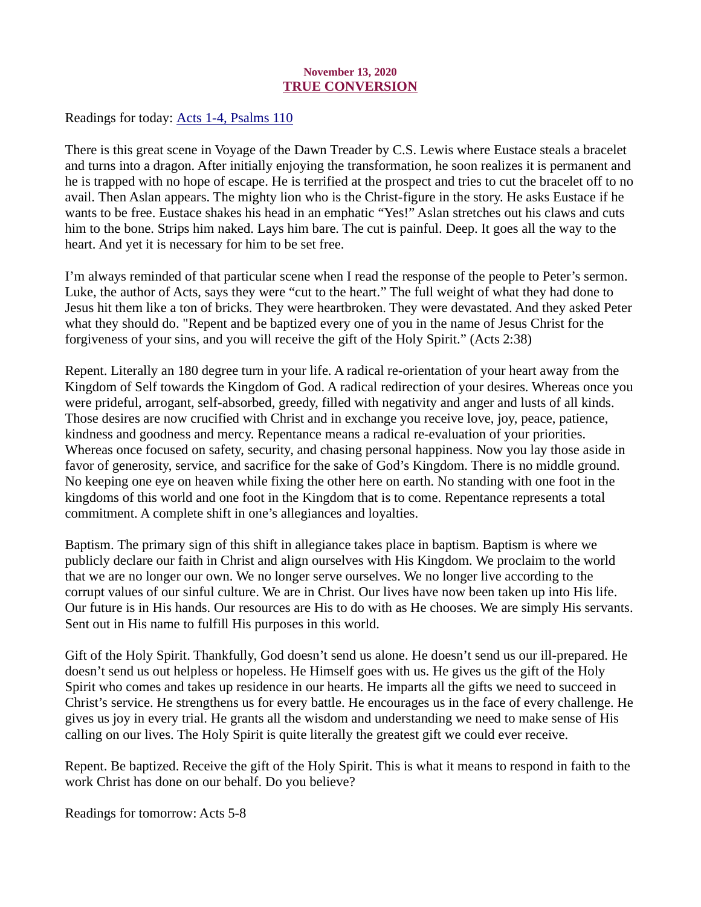November 13, 2020

## TRUE CONVERSION

Readings for today: [Acts 1-4, Psalms 110]()

There is this great scene in Voyage of the Dawn Treader by C.S. Lewis where Eustace steals a bracelet and turns into a dragon. After initially enjoying the transformation, he soon realizes it is permanent and he is trapped with no hope of escape. He is terrified at the prospect and tries to cut the bracelet off to no avail. Then Aslan appears. The mighty lion who is the Christ-figure in the story. He asks Eustace if he wants to be free. Eustace shakes his head in an emphatic “Yes!” Aslan stretches out his claws and cuts him to the bone. Strips him naked. Lays him bare. The cut is painful. Deep. It goes all the way to the heart. And yet it is necessary for him to be set free.

I’m always reminded of that particular scene when I read the response of the people to Peter’s sermon. Luke, the author of Acts, says they were “cut to the heart.” The full weight of what they had done to Jesus hit them like a ton of bricks. They were heartbroken. They were devastated. And they asked Peter what they should do. "Repent and be baptized every one of you in the name of Jesus Christ for the forgiveness of your sins, and you will receive the gift of the Holy Spirit.” (Acts 2:38)

Repent. Literally an 180 degree turn in your life. A radical re-orientation of your heart away from the Kingdom of Self towards the Kingdom of God. A radical redirection of your desires. Whereas once you were prideful, arrogant, self-absorbed, greedy, filled with negativity and anger and lusts of all kinds. Those desires are now crucified with Christ and in exchange you receive love, joy, peace, patience, kindness and goodness and mercy. Repentance means a radical re-evaluation of your priorities. Whereas once focused on safety, security, and chasing personal happiness. Now you lay those aside in favor of generosity, service, and sacrifice for the sake of God’s Kingdom. There is no middle ground. No keeping one eye on heaven while fixing the other here on earth. No standing with one foot in the kingdoms of this world and one foot in the Kingdom that is to come. Repentance represents a total commitment. A complete shift in one’s allegiances and loyalties.

Baptism. The primary sign of this shift in allegiance takes place in baptism. Baptism is where we publicly declare our faith in Christ and align ourselves with His Kingdom. We proclaim to the world that we are no longer our own. We no longer serve ourselves. We no longer live according to the corrupt values of our sinful culture. We are in Christ. Our lives have now been taken up into His life. Our future is in His hands. Our resources are His to do with as He chooses. We are simply His servants. Sent out in His name to fulfill His purposes in this world.

Gift of the Holy Spirit. Thankfully, God doesn’t send us alone. He doesn’t send us our ill-prepared. He doesn’t send us out helpless or hopeless. He Himself goes with us. He gives us the gift of the Holy Spirit who comes and takes up residence in our hearts. He imparts all the gifts we need to succeed in Christ’s service. He strengthens us for every battle. He encourages us in the face of every challenge. He gives us joy in every trial. He grants all the wisdom and understanding we need to make sense of His calling on our lives. The Holy Spirit is quite literally the greatest gift we could ever receive.

Repent. Be baptized. Receive the gift of the Holy Spirit. This is what it means to respond in faith to the work Christ has done on our behalf. Do you believe?

Readings for tomorrow: Acts 5-8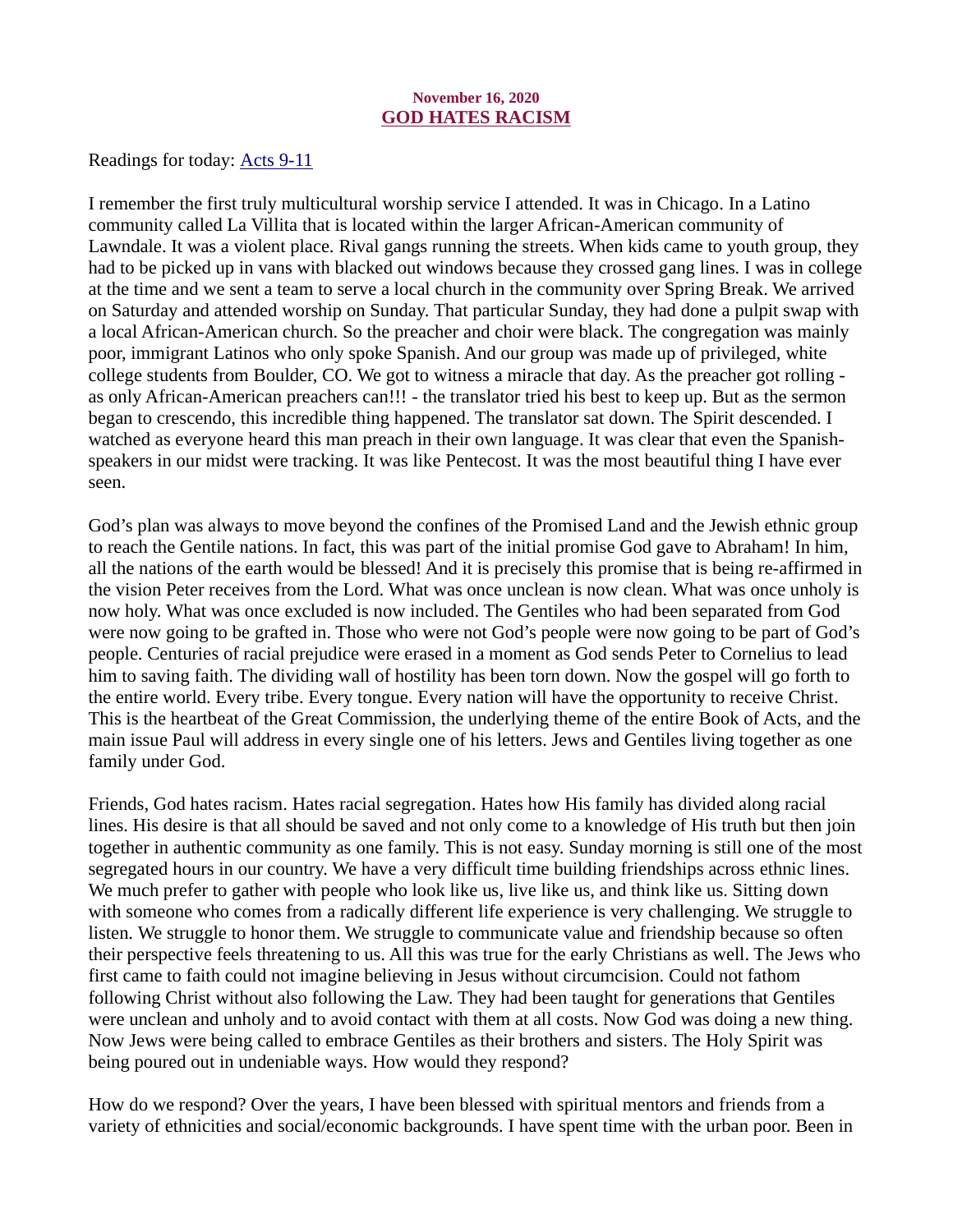**November 16, 2020**

## GOD HATES RACISM

Readings for today: [Acts 9-11]

I remember the first truly multicultural worship service I attended. It was in Chicago. In a Latino community called La Villita that is located within the larger African-American community of Lawndale. It was a violent place. Rival gangs running the streets. When kids came to youth group, they had to be picked up in vans with blacked out windows because they crossed gang lines. I was in college at the time and we sent a team to serve a local church in the community over Spring Break. We arrived on Saturday and attended worship on Sunday. That particular Sunday, they had done a pulpit swap with a local African-American church. So the preacher and choir were black. The congregation was mainly poor, immigrant Latinos who only spoke Spanish. And our group was made up of privileged, white college students from Boulder, CO. We got to witness a miracle that day. As the preacher got rolling - as only African-American preachers can!!! - the translator tried his best to keep up. But as the sermon began to crescendo, this incredible thing happened. The translator sat down. The Spirit descended. I watched as everyone heard this man preach in their own language. It was clear that even the Spanish-speakers in our midst were tracking. It was like Pentecost. It was the most beautiful thing I have ever seen.

God's plan was always to move beyond the confines of the Promised Land and the Jewish ethnic group to reach the Gentile nations. In fact, this was part of the initial promise God gave to Abraham! In him, all the nations of the earth would be blessed! And it is precisely this promise that is being re-affirmed in the vision Peter receives from the Lord. What was once unclean is now clean. What was once unholy is now holy. What was once excluded is now included. The Gentiles who had been separated from God were now going to be grafted in. Those who were not God's people were now going to be part of God's people. Centuries of racial prejudice were erased in a moment as God sends Peter to Cornelius to lead him to saving faith. The dividing wall of hostility has been torn down. Now the gospel will go forth to the entire world. Every tribe. Every tongue. Every nation will have the opportunity to receive Christ. This is the heartbeat of the Great Commission, the underlying theme of the entire Book of Acts, and the main issue Paul will address in every single one of his letters. Jews and Gentiles living together as one family under God.

Friends, God hates racism. Hates racial segregation. Hates how His family has divided along racial lines. His desire is that all should be saved and not only come to a knowledge of His truth but then join together in authentic community as one family. This is not easy. Sunday morning is still one of the most segregated hours in our country. We have a very difficult time building friendships across ethnic lines. We much prefer to gather with people who look like us, live like us, and think like us. Sitting down with someone who comes from a radically different life experience is very challenging. We struggle to listen. We struggle to honor them. We struggle to communicate value and friendship because so often their perspective feels threatening to us. All this was true for the early Christians as well. The Jews who first came to faith could not imagine believing in Jesus without circumcision. Could not fathom following Christ without also following the Law. They had been taught for generations that Gentiles were unclean and unholy and to avoid contact with them at all costs. Now God was doing a new thing. Now Jews were being called to embrace Gentiles as their brothers and sisters. The Holy Spirit was being poured out in undeniable ways. How would they respond?

How do we respond? Over the years, I have been blessed with spiritual mentors and friends from a variety of ethnicities and social/economic backgrounds. I have spent time with the urban poor. Been in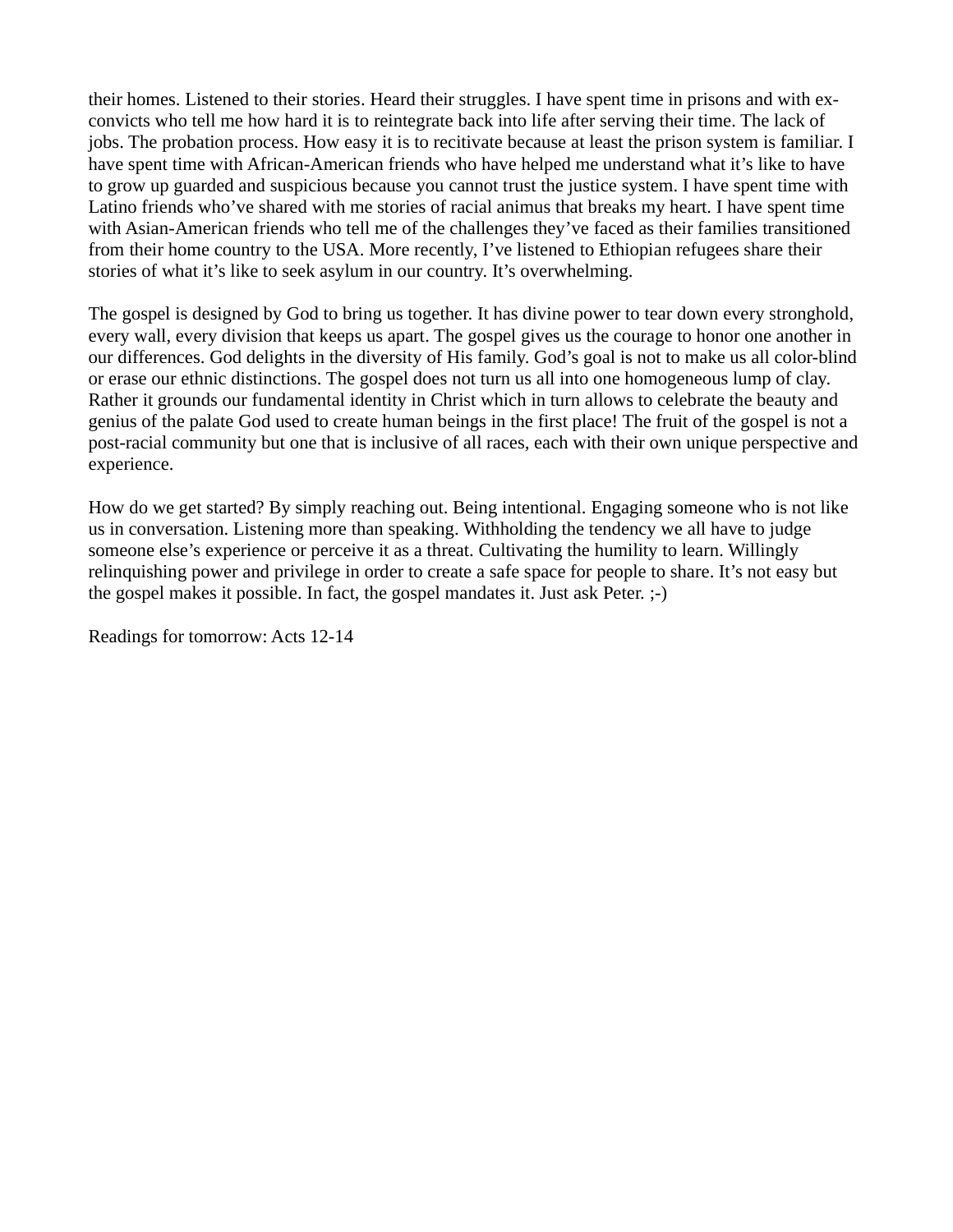their homes. Listened to their stories. Heard their struggles. I have spent time in prisons and with ex-convicts who tell me how hard it is to reintegrate back into life after serving their time. The lack of jobs. The probation process. How easy it is to recitivate because at least the prison system is familiar. I have spent time with African-American friends who have helped me understand what it's like to have to grow up guarded and suspicious because you cannot trust the justice system. I have spent time with Latino friends who've shared with me stories of racial animus that breaks my heart. I have spent time with Asian-American friends who tell me of the challenges they've faced as their families transitioned from their home country to the USA. More recently, I've listened to Ethiopian refugees share their stories of what it's like to seek asylum in our country. It's overwhelming.

The gospel is designed by God to bring us together. It has divine power to tear down every stronghold, every wall, every division that keeps us apart. The gospel gives us the courage to honor one another in our differences. God delights in the diversity of His family. God's goal is not to make us all color-blind or erase our ethnic distinctions. The gospel does not turn us all into one homogeneous lump of clay. Rather it grounds our fundamental identity in Christ which in turn allows to celebrate the beauty and genius of the palate God used to create human beings in the first place! The fruit of the gospel is not a post-racial community but one that is inclusive of all races, each with their own unique perspective and experience.

How do we get started? By simply reaching out. Being intentional. Engaging someone who is not like us in conversation. Listening more than speaking. Withholding the tendency we all have to judge someone else's experience or perceive it as a threat. Cultivating the humility to learn. Willingly relinquishing power and privilege in order to create a safe space for people to share. It's not easy but the gospel makes it possible. In fact, the gospel mandates it. Just ask Peter. ;-)

Readings for tomorrow: Acts 12-14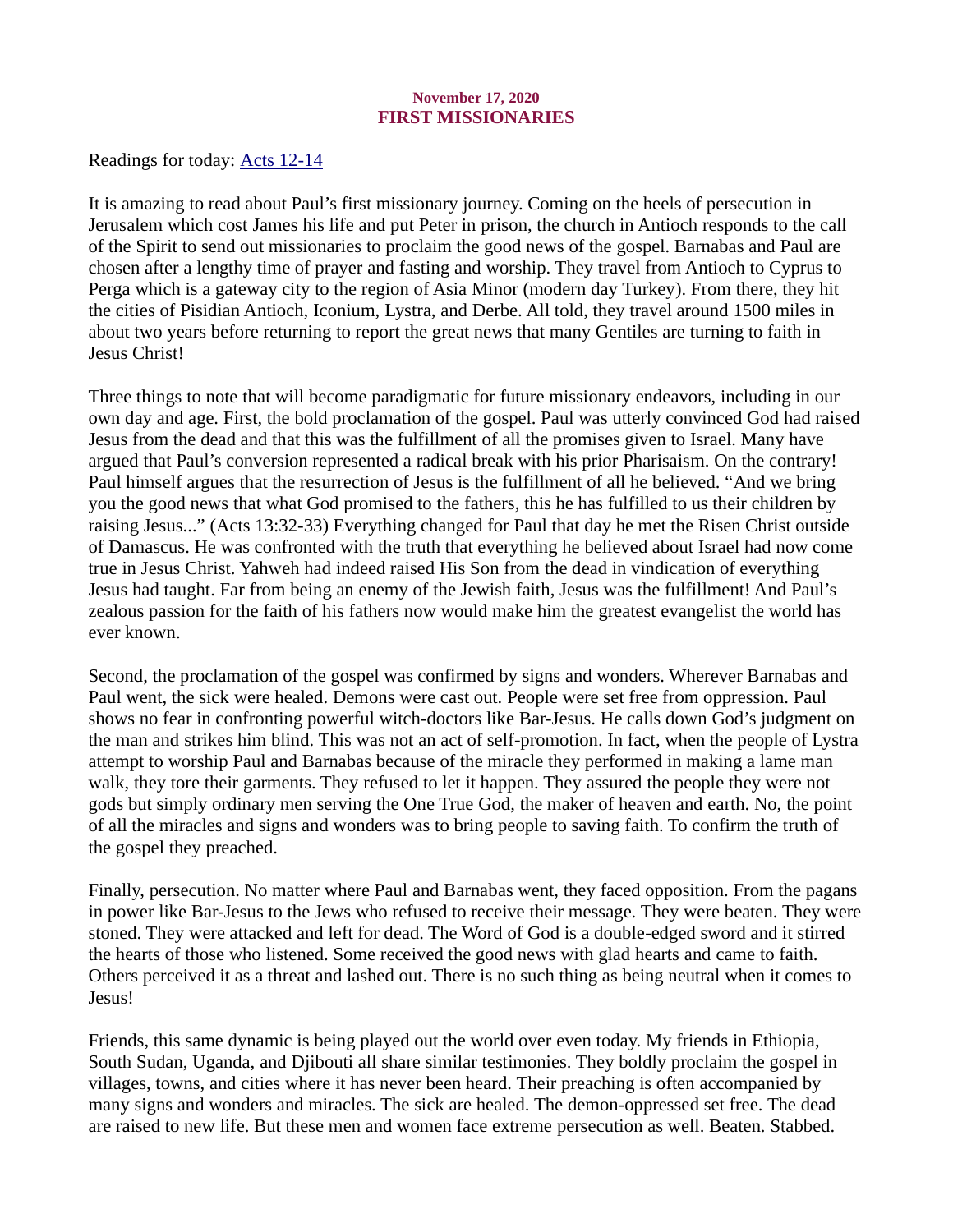**November 17, 2020**

## FIRST MISSIONARIES

Readings for today: [Acts 12-14]

It is amazing to read about Paul's first missionary journey. Coming on the heels of persecution in Jerusalem which cost James his life and put Peter in prison, the church in Antioch responds to the call of the Spirit to send out missionaries to proclaim the good news of the gospel. Barnabas and Paul are chosen after a lengthy time of prayer and fasting and worship. They travel from Antioch to Cyprus to Perga which is a gateway city to the region of Asia Minor (modern day Turkey). From there, they hit the cities of Pisidian Antioch, Iconium, Lystra, and Derbe. All told, they travel around 1500 miles in about two years before returning to report the great news that many Gentiles are turning to faith in Jesus Christ!

Three things to note that will become paradigmatic for future missionary endeavors, including in our own day and age. First, the bold proclamation of the gospel. Paul was utterly convinced God had raised Jesus from the dead and that this was the fulfillment of all the promises given to Israel. Many have argued that Paul's conversion represented a radical break with his prior Pharisaism. On the contrary! Paul himself argues that the resurrection of Jesus is the fulfillment of all he believed. "And we bring you the good news that what God promised to the fathers, this he has fulfilled to us their children by raising Jesus..." (Acts 13:32-33) Everything changed for Paul that day he met the Risen Christ outside of Damascus. He was confronted with the truth that everything he believed about Israel had now come true in Jesus Christ. Yahweh had indeed raised His Son from the dead in vindication of everything Jesus had taught. Far from being an enemy of the Jewish faith, Jesus was the fulfillment! And Paul's zealous passion for the faith of his fathers now would make him the greatest evangelist the world has ever known.

Second, the proclamation of the gospel was confirmed by signs and wonders. Wherever Barnabas and Paul went, the sick were healed. Demons were cast out. People were set free from oppression. Paul shows no fear in confronting powerful witch-doctors like Bar-Jesus. He calls down God's judgment on the man and strikes him blind. This was not an act of self-promotion. In fact, when the people of Lystra attempt to worship Paul and Barnabas because of the miracle they performed in making a lame man walk, they tore their garments. They refused to let it happen. They assured the people they were not gods but simply ordinary men serving the One True God, the maker of heaven and earth. No, the point of all the miracles and signs and wonders was to bring people to saving faith. To confirm the truth of the gospel they preached.

Finally, persecution. No matter where Paul and Barnabas went, they faced opposition. From the pagans in power like Bar-Jesus to the Jews who refused to receive their message. They were beaten. They were stoned. They were attacked and left for dead. The Word of God is a double-edged sword and it stirred the hearts of those who listened. Some received the good news with glad hearts and came to faith. Others perceived it as a threat and lashed out. There is no such thing as being neutral when it comes to Jesus!

Friends, this same dynamic is being played out the world over even today. My friends in Ethiopia, South Sudan, Uganda, and Djibouti all share similar testimonies. They boldly proclaim the gospel in villages, towns, and cities where it has never been heard. Their preaching is often accompanied by many signs and wonders and miracles. The sick are healed. The demon-oppressed set free. The dead are raised to new life. But these men and women face extreme persecution as well. Beaten. Stabbed.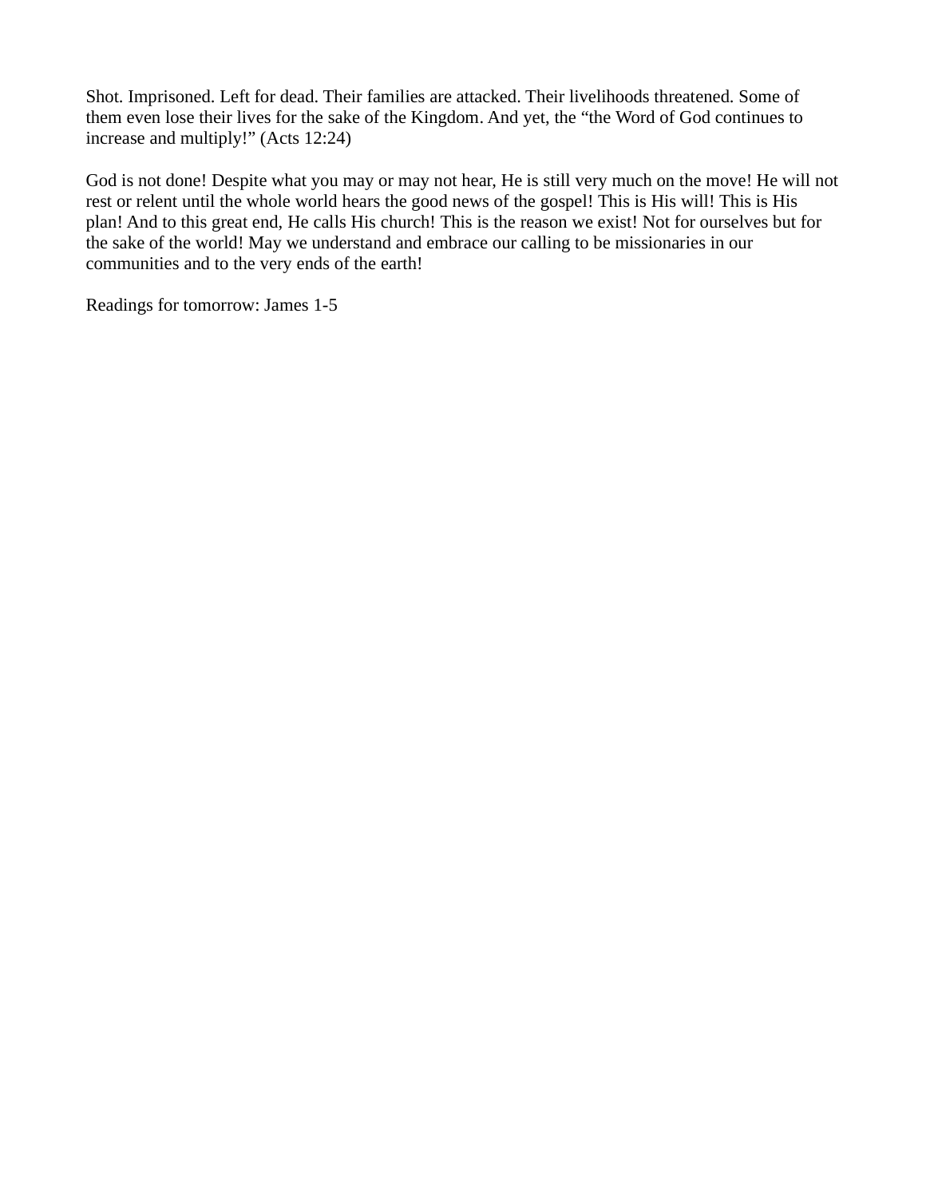Shot. Imprisoned. Left for dead. Their families are attacked. Their livelihoods threatened. Some of them even lose their lives for the sake of the Kingdom. And yet, the "the Word of God continues to increase and multiply!" (Acts 12:24)

God is not done! Despite what you may or may not hear, He is still very much on the move! He will not rest or relent until the whole world hears the good news of the gospel! This is His will! This is His plan! And to this great end, He calls His church! This is the reason we exist! Not for ourselves but for the sake of the world! May we understand and embrace our calling to be missionaries in our communities and to the very ends of the earth!

Readings for tomorrow: James 1-5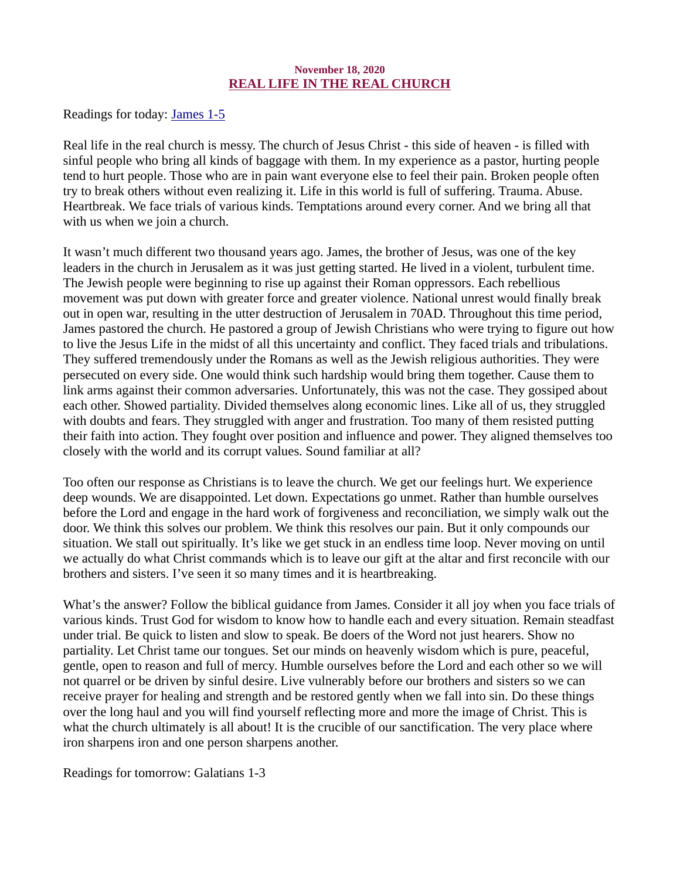**November 18, 2020**

## [REAL LIFE IN THE REAL CHURCH]

Readings for today: [James 1-5]

Real life in the real church is messy. The church of Jesus Christ - this side of heaven - is filled with sinful people who bring all kinds of baggage with them. In my experience as a pastor, hurting people tend to hurt people. Those who are in pain want everyone else to feel their pain. Broken people often try to break others without even realizing it. Life in this world is full of suffering. Trauma. Abuse. Heartbreak. We face trials of various kinds. Temptations around every corner. And we bring all that with us when we join a church.

It wasn't much different two thousand years ago. James, the brother of Jesus, was one of the key leaders in the church in Jerusalem as it was just getting started. He lived in a violent, turbulent time. The Jewish people were beginning to rise up against their Roman oppressors. Each rebellious movement was put down with greater force and greater violence. National unrest would finally break out in open war, resulting in the utter destruction of Jerusalem in 70AD. Throughout this time period, James pastored the church. He pastored a group of Jewish Christians who were trying to figure out how to live the Jesus Life in the midst of all this uncertainty and conflict. They faced trials and tribulations. They suffered tremendously under the Romans as well as the Jewish religious authorities. They were persecuted on every side. One would think such hardship would bring them together. Cause them to link arms against their common adversaries. Unfortunately, this was not the case. They gossiped about each other. Showed partiality. Divided themselves along economic lines. Like all of us, they struggled with doubts and fears. They struggled with anger and frustration. Too many of them resisted putting their faith into action. They fought over position and influence and power. They aligned themselves too closely with the world and its corrupt values. Sound familiar at all?

Too often our response as Christians is to leave the church. We get our feelings hurt. We experience deep wounds. We are disappointed. Let down. Expectations go unmet. Rather than humble ourselves before the Lord and engage in the hard work of forgiveness and reconciliation, we simply walk out the door. We think this solves our problem. We think this resolves our pain. But it only compounds our situation. We stall out spiritually. It's like we get stuck in an endless time loop. Never moving on until we actually do what Christ commands which is to leave our gift at the altar and first reconcile with our brothers and sisters. I've seen it so many times and it is heartbreaking.

What's the answer? Follow the biblical guidance from James. Consider it all joy when you face trials of various kinds. Trust God for wisdom to know how to handle each and every situation. Remain steadfast under trial. Be quick to listen and slow to speak. Be doers of the Word not just hearers. Show no partiality. Let Christ tame our tongues. Set our minds on heavenly wisdom which is pure, peaceful, gentle, open to reason and full of mercy. Humble ourselves before the Lord and each other so we will not quarrel or be driven by sinful desire. Live vulnerably before our brothers and sisters so we can receive prayer for healing and strength and be restored gently when we fall into sin. Do these things over the long haul and you will find yourself reflecting more and more the image of Christ. This is what the church ultimately is all about! It is the crucible of our sanctification. The very place where iron sharpens iron and one person sharpens another.

Readings for tomorrow: Galatians 1-3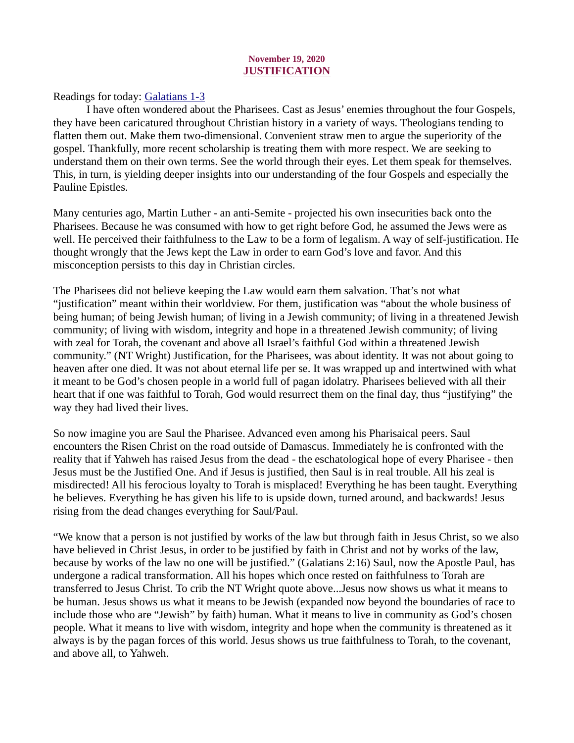**November 19, 2020**

# JUSTIFICATION

Readings for today: Galatians 1-3

I have often wondered about the Pharisees. Cast as Jesus' enemies throughout the four Gospels, they have been caricatured throughout Christian history in a variety of ways. Theologians tending to flatten them out. Make them two-dimensional. Convenient straw men to argue the superiority of the gospel. Thankfully, more recent scholarship is treating them with more respect. We are seeking to understand them on their own terms. See the world through their eyes. Let them speak for themselves. This, in turn, is yielding deeper insights into our understanding of the four Gospels and especially the Pauline Epistles.

Many centuries ago, Martin Luther - an anti-Semite - projected his own insecurities back onto the Pharisees. Because he was consumed with how to get right before God, he assumed the Jews were as well. He perceived their faithfulness to the Law to be a form of legalism. A way of self-justification. He thought wrongly that the Jews kept the Law in order to earn God's love and favor. And this misconception persists to this day in Christian circles.

The Pharisees did not believe keeping the Law would earn them salvation. That's not what "justification" meant within their worldview. For them, justification was "about the whole business of being human; of being Jewish human; of living in a Jewish community; of living in a threatened Jewish community; of living with wisdom, integrity and hope in a threatened Jewish community; of living with zeal for Torah, the covenant and above all Israel's faithful God within a threatened Jewish community." (NT Wright) Justification, for the Pharisees, was about identity. It was not about going to heaven after one died. It was not about eternal life per se. It was wrapped up and intertwined with what it meant to be God's chosen people in a world full of pagan idolatry. Pharisees believed with all their heart that if one was faithful to Torah, God would resurrect them on the final day, thus "justifying" the way they had lived their lives.

So now imagine you are Saul the Pharisee. Advanced even among his Pharisaical peers. Saul encounters the Risen Christ on the road outside of Damascus. Immediately he is confronted with the reality that if Yahweh has raised Jesus from the dead - the eschatological hope of every Pharisee - then Jesus must be the Justified One. And if Jesus is justified, then Saul is in real trouble. All his zeal is misdirected! All his ferocious loyalty to Torah is misplaced! Everything he has been taught. Everything he believes. Everything he has given his life to is upside down, turned around, and backwards! Jesus rising from the dead changes everything for Saul/Paul.

"We know that a person is not justified by works of the law but through faith in Jesus Christ, so we also have believed in Christ Jesus, in order to be justified by faith in Christ and not by works of the law, because by works of the law no one will be justified." (Galatians 2:16) Saul, now the Apostle Paul, has undergone a radical transformation. All his hopes which once rested on faithfulness to Torah are transferred to Jesus Christ. To crib the NT Wright quote above...Jesus now shows us what it means to be human. Jesus shows us what it means to be Jewish (expanded now beyond the boundaries of race to include those who are "Jewish" by faith) human. What it means to live in community as God's chosen people. What it means to live with wisdom, integrity and hope when the community is threatened as it always is by the pagan forces of this world. Jesus shows us true faithfulness to Torah, to the covenant, and above all, to Yahweh.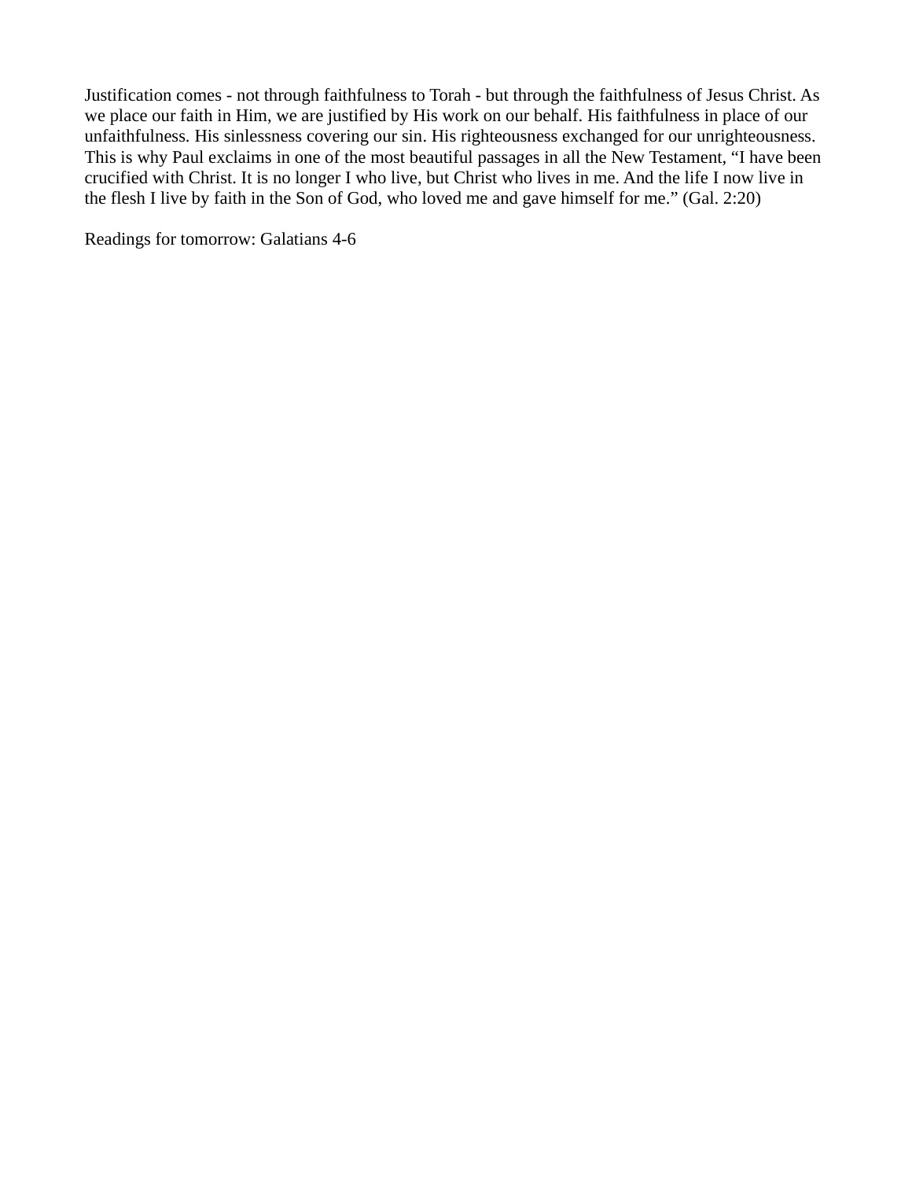Justification comes - not through faithfulness to Torah - but through the faithfulness of Jesus Christ. As we place our faith in Him, we are justified by His work on our behalf. His faithfulness in place of our unfaithfulness. His sinlessness covering our sin. His righteousness exchanged for our unrighteousness. This is why Paul exclaims in one of the most beautiful passages in all the New Testament, “I have been crucified with Christ. It is no longer I who live, but Christ who lives in me. And the life I now live in the flesh I live by faith in the Son of God, who loved me and gave himself for me.” (Gal. 2:20)

Readings for tomorrow: Galatians 4-6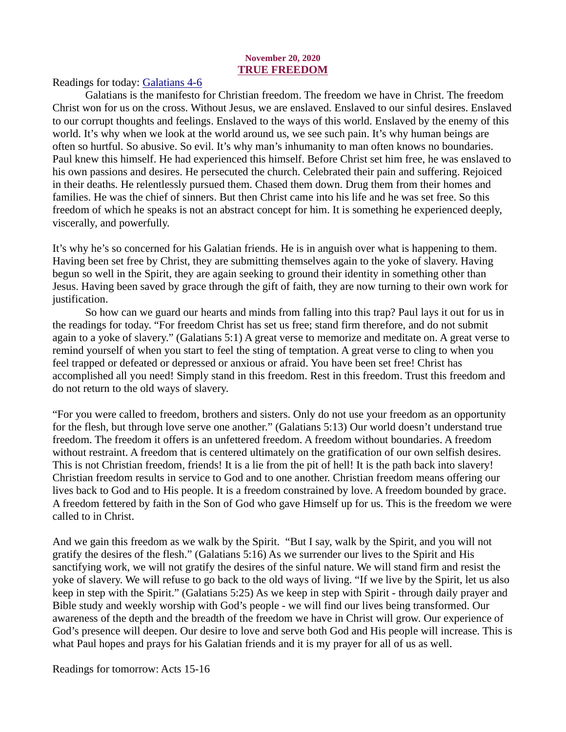**November 20, 2020**

## TRUE FREEDOM

Readings for today: [Galatians 4-6]

Galatians is the manifesto for Christian freedom. The freedom we have in Christ. The freedom Christ won for us on the cross. Without Jesus, we are enslaved. Enslaved to our sinful desires. Enslaved to our corrupt thoughts and feelings. Enslaved to the ways of this world. Enslaved by the enemy of this world. It's why when we look at the world around us, we see such pain. It's why human beings are often so hurtful. So abusive. So evil. It's why man's inhumanity to man often knows no boundaries. Paul knew this himself. He had experienced this himself. Before Christ set him free, he was enslaved to his own passions and desires. He persecuted the church. Celebrated their pain and suffering. Rejoiced in their deaths. He relentlessly pursued them. Chased them down. Drug them from their homes and families. He was the chief of sinners. But then Christ came into his life and he was set free. So this freedom of which he speaks is not an abstract concept for him. It is something he experienced deeply, viscerally, and powerfully.

It's why he's so concerned for his Galatian friends. He is in anguish over what is happening to them. Having been set free by Christ, they are submitting themselves again to the yoke of slavery. Having begun so well in the Spirit, they are again seeking to ground their identity in something other than Jesus. Having been saved by grace through the gift of faith, they are now turning to their own work for justification.

So how can we guard our hearts and minds from falling into this trap? Paul lays it out for us in the readings for today. "For freedom Christ has set us free; stand firm therefore, and do not submit again to a yoke of slavery." (Galatians 5:1) A great verse to memorize and meditate on. A great verse to remind yourself of when you start to feel the sting of temptation. A great verse to cling to when you feel trapped or defeated or depressed or anxious or afraid. You have been set free! Christ has accomplished all you need! Simply stand in this freedom. Rest in this freedom. Trust this freedom and do not return to the old ways of slavery.

"For you were called to freedom, brothers and sisters. Only do not use your freedom as an opportunity for the flesh, but through love serve one another." (Galatians 5:13) Our world doesn't understand true freedom. The freedom it offers is an unfettered freedom. A freedom without boundaries. A freedom without restraint. A freedom that is centered ultimately on the gratification of our own selfish desires. This is not Christian freedom, friends! It is a lie from the pit of hell! It is the path back into slavery! Christian freedom results in service to God and to one another. Christian freedom means offering our lives back to God and to His people. It is a freedom constrained by love. A freedom bounded by grace. A freedom fettered by faith in the Son of God who gave Himself up for us. This is the freedom we were called to in Christ.

And we gain this freedom as we walk by the Spirit. "But I say, walk by the Spirit, and you will not gratify the desires of the flesh." (Galatians 5:16) As we surrender our lives to the Spirit and His sanctifying work, we will not gratify the desires of the sinful nature. We will stand firm and resist the yoke of slavery. We will refuse to go back to the old ways of living. "If we live by the Spirit, let us also keep in step with the Spirit." (Galatians 5:25) As we keep in step with Spirit - through daily prayer and Bible study and weekly worship with God's people - we will find our lives being transformed. Our awareness of the depth and the breadth of the freedom we have in Christ will grow. Our experience of God's presence will deepen. Our desire to love and serve both God and His people will increase. This is what Paul hopes and prays for his Galatian friends and it is my prayer for all of us as well.

Readings for tomorrow: Acts 15-16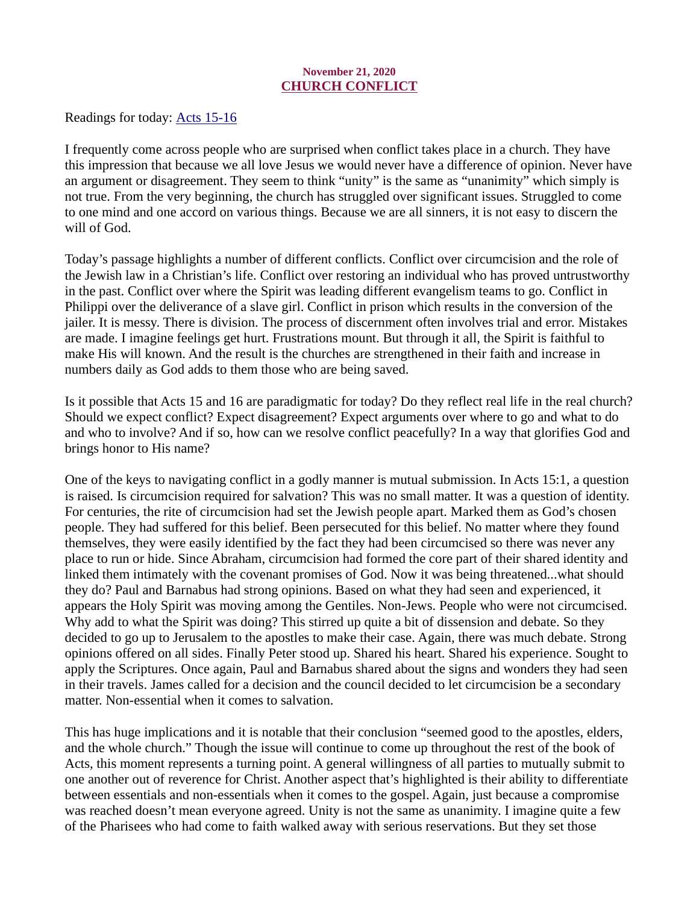November 21, 2020
## CHURCH CONFLICT

Readings for today: Acts 15-16

I frequently come across people who are surprised when conflict takes place in a church. They have this impression that because we all love Jesus we would never have a difference of opinion. Never have an argument or disagreement. They seem to think "unity" is the same as "unanimity" which simply is not true. From the very beginning, the church has struggled over significant issues. Struggled to come to one mind and one accord on various things. Because we are all sinners, it is not easy to discern the will of God.

Today's passage highlights a number of different conflicts. Conflict over circumcision and the role of the Jewish law in a Christian's life. Conflict over restoring an individual who has proved untrustworthy in the past. Conflict over where the Spirit was leading different evangelism teams to go. Conflict in Philippi over the deliverance of a slave girl. Conflict in prison which results in the conversion of the jailer. It is messy. There is division. The process of discernment often involves trial and error. Mistakes are made. I imagine feelings get hurt. Frustrations mount. But through it all, the Spirit is faithful to make His will known. And the result is the churches are strengthened in their faith and increase in numbers daily as God adds to them those who are being saved.

Is it possible that Acts 15 and 16 are paradigmatic for today? Do they reflect real life in the real church? Should we expect conflict? Expect disagreement? Expect arguments over where to go and what to do and who to involve? And if so, how can we resolve conflict peacefully? In a way that glorifies God and brings honor to His name?

One of the keys to navigating conflict in a godly manner is mutual submission. In Acts 15:1, a question is raised. Is circumcision required for salvation? This was no small matter. It was a question of identity. For centuries, the rite of circumcision had set the Jewish people apart. Marked them as God's chosen people. They had suffered for this belief. Been persecuted for this belief. No matter where they found themselves, they were easily identified by the fact they had been circumcised so there was never any place to run or hide. Since Abraham, circumcision had formed the core part of their shared identity and linked them intimately with the covenant promises of God. Now it was being threatened...what should they do? Paul and Barnabus had strong opinions. Based on what they had seen and experienced, it appears the Holy Spirit was moving among the Gentiles. Non-Jews. People who were not circumcised. Why add to what the Spirit was doing? This stirred up quite a bit of dissension and debate. So they decided to go up to Jerusalem to the apostles to make their case. Again, there was much debate. Strong opinions offered on all sides. Finally Peter stood up. Shared his heart. Shared his experience. Sought to apply the Scriptures. Once again, Paul and Barnabus shared about the signs and wonders they had seen in their travels. James called for a decision and the council decided to let circumcision be a secondary matter. Non-essential when it comes to salvation.

This has huge implications and it is notable that their conclusion "seemed good to the apostles, elders, and the whole church." Though the issue will continue to come up throughout the rest of the book of Acts, this moment represents a turning point. A general willingness of all parties to mutually submit to one another out of reverence for Christ. Another aspect that's highlighted is their ability to differentiate between essentials and non-essentials when it comes to the gospel. Again, just because a compromise was reached doesn't mean everyone agreed. Unity is not the same as unanimity. I imagine quite a few of the Pharisees who had come to faith walked away with serious reservations. But they set those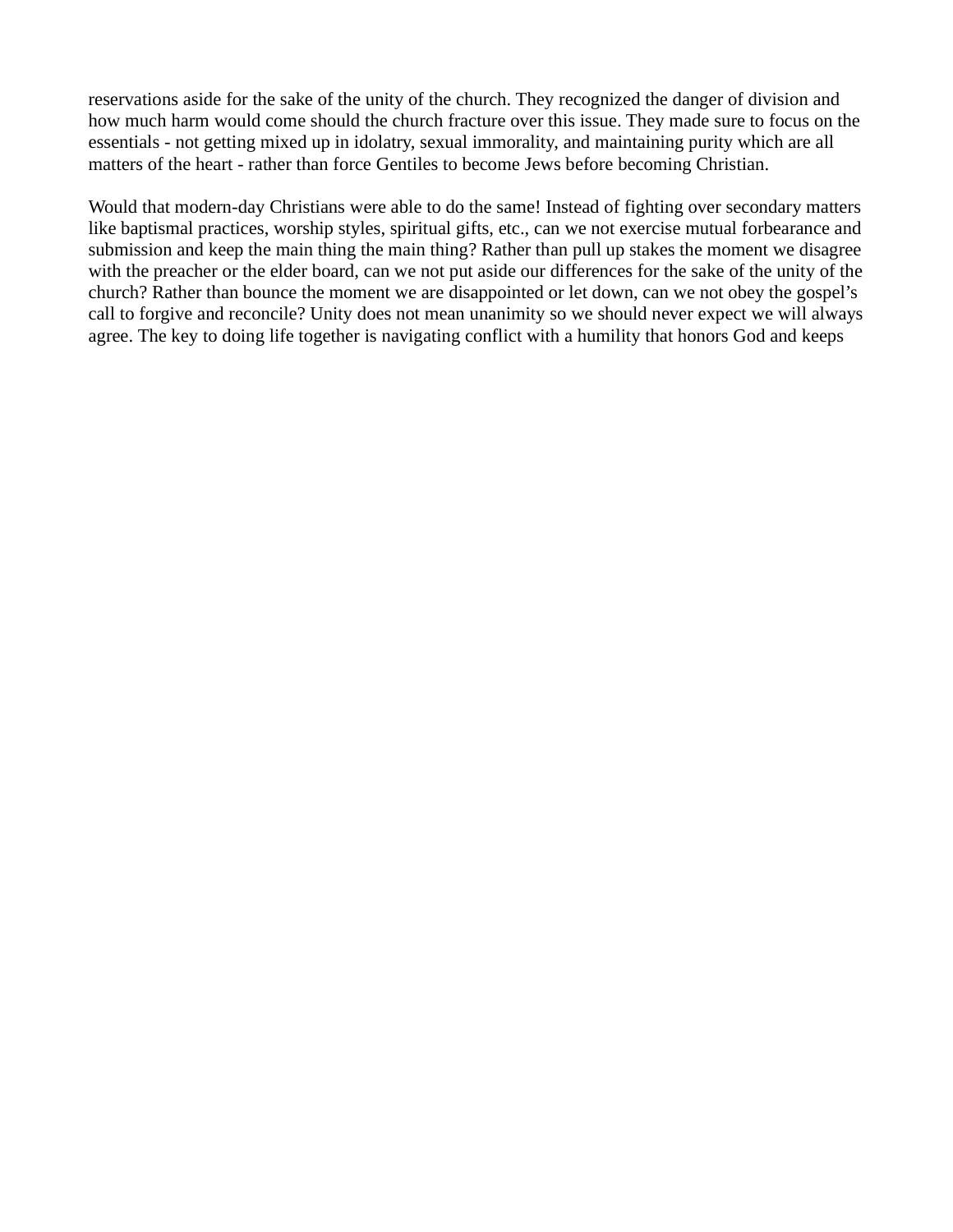reservations aside for the sake of the unity of the church. They recognized the danger of division and how much harm would come should the church fracture over this issue. They made sure to focus on the essentials - not getting mixed up in idolatry, sexual immorality, and maintaining purity which are all matters of the heart - rather than force Gentiles to become Jews before becoming Christian.

Would that modern-day Christians were able to do the same! Instead of fighting over secondary matters like baptismal practices, worship styles, spiritual gifts, etc., can we not exercise mutual forbearance and submission and keep the main thing the main thing? Rather than pull up stakes the moment we disagree with the preacher or the elder board, can we not put aside our differences for the sake of the unity of the church? Rather than bounce the moment we are disappointed or let down, can we not obey the gospel's call to forgive and reconcile? Unity does not mean unanimity so we should never expect we will always agree. The key to doing life together is navigating conflict with a humility that honors God and keeps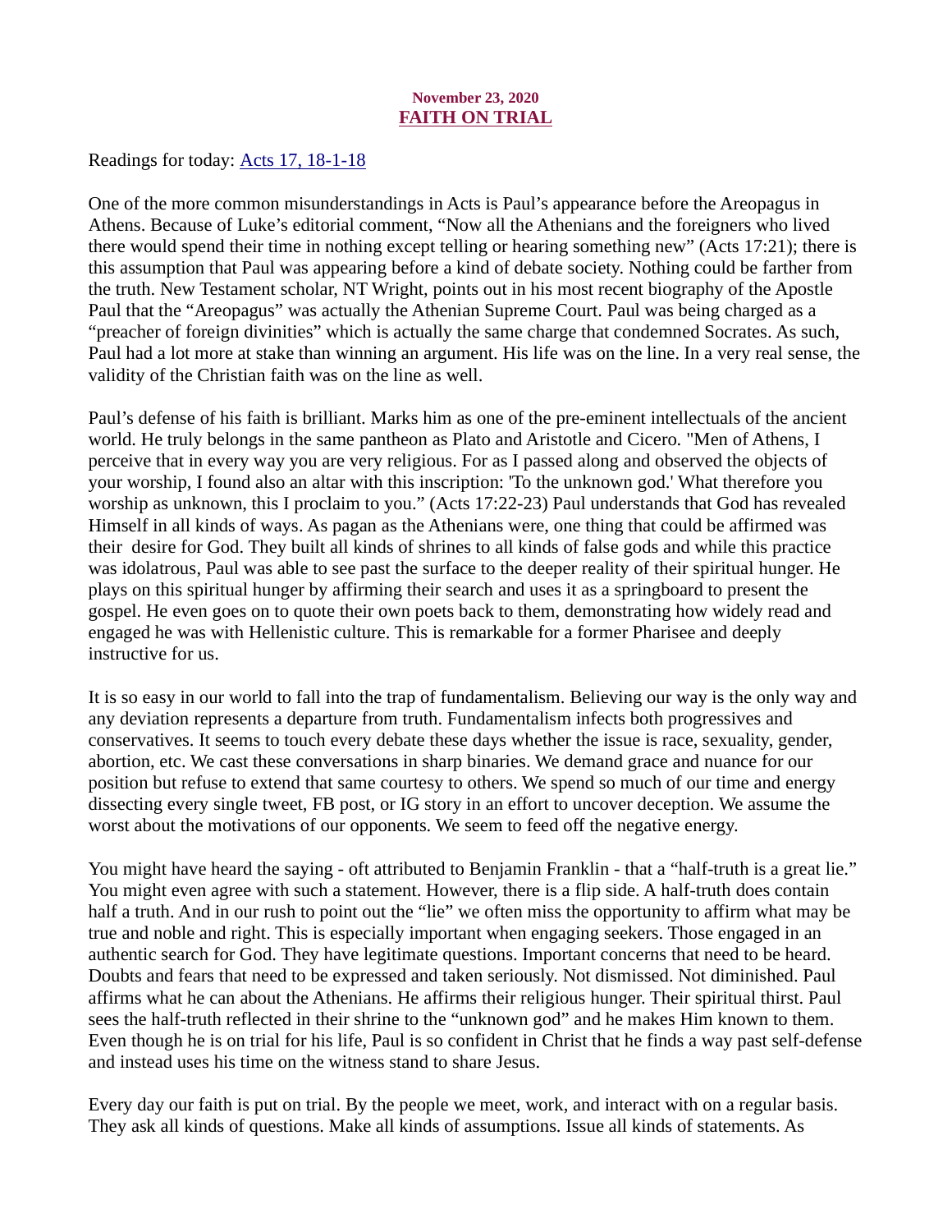**November 23, 2020**

## FAITH ON TRIAL

Readings for today: [Acts 17, 18-1-18]

One of the more common misunderstandings in Acts is Paul's appearance before the Areopagus in Athens. Because of Luke's editorial comment, "Now all the Athenians and the foreigners who lived there would spend their time in nothing except telling or hearing something new" (Acts 17:21); there is this assumption that Paul was appearing before a kind of debate society. Nothing could be farther from the truth. New Testament scholar, NT Wright, points out in his most recent biography of the Apostle Paul that the "Areopagus" was actually the Athenian Supreme Court. Paul was being charged as a "preacher of foreign divinities" which is actually the same charge that condemned Socrates. As such, Paul had a lot more at stake than winning an argument. His life was on the line. In a very real sense, the validity of the Christian faith was on the line as well.

Paul's defense of his faith is brilliant. Marks him as one of the pre-eminent intellectuals of the ancient world. He truly belongs in the same pantheon as Plato and Aristotle and Cicero. "Men of Athens, I perceive that in every way you are very religious. For as I passed along and observed the objects of your worship, I found also an altar with this inscription: 'To the unknown god.' What therefore you worship as unknown, this I proclaim to you." (Acts 17:22-23) Paul understands that God has revealed Himself in all kinds of ways. As pagan as the Athenians were, one thing that could be affirmed was their desire for God. They built all kinds of shrines to all kinds of false gods and while this practice was idolatrous, Paul was able to see past the surface to the deeper reality of their spiritual hunger. He plays on this spiritual hunger by affirming their search and uses it as a springboard to present the gospel. He even goes on to quote their own poets back to them, demonstrating how widely read and engaged he was with Hellenistic culture. This is remarkable for a former Pharisee and deeply instructive for us.

It is so easy in our world to fall into the trap of fundamentalism. Believing our way is the only way and any deviation represents a departure from truth. Fundamentalism infects both progressives and conservatives. It seems to touch every debate these days whether the issue is race, sexuality, gender, abortion, etc. We cast these conversations in sharp binaries. We demand grace and nuance for our position but refuse to extend that same courtesy to others. We spend so much of our time and energy dissecting every single tweet, FB post, or IG story in an effort to uncover deception. We assume the worst about the motivations of our opponents. We seem to feed off the negative energy.

You might have heard the saying - oft attributed to Benjamin Franklin - that a "half-truth is a great lie." You might even agree with such a statement. However, there is a flip side. A half-truth does contain half a truth. And in our rush to point out the "lie" we often miss the opportunity to affirm what may be true and noble and right. This is especially important when engaging seekers. Those engaged in an authentic search for God. They have legitimate questions. Important concerns that need to be heard. Doubts and fears that need to be expressed and taken seriously. Not dismissed. Not diminished. Paul affirms what he can about the Athenians. He affirms their religious hunger. Their spiritual thirst. Paul sees the half-truth reflected in their shrine to the "unknown god" and he makes Him known to them. Even though he is on trial for his life, Paul is so confident in Christ that he finds a way past self-defense and instead uses his time on the witness stand to share Jesus.

Every day our faith is put on trial. By the people we meet, work, and interact with on a regular basis. They ask all kinds of questions. Make all kinds of assumptions. Issue all kinds of statements. As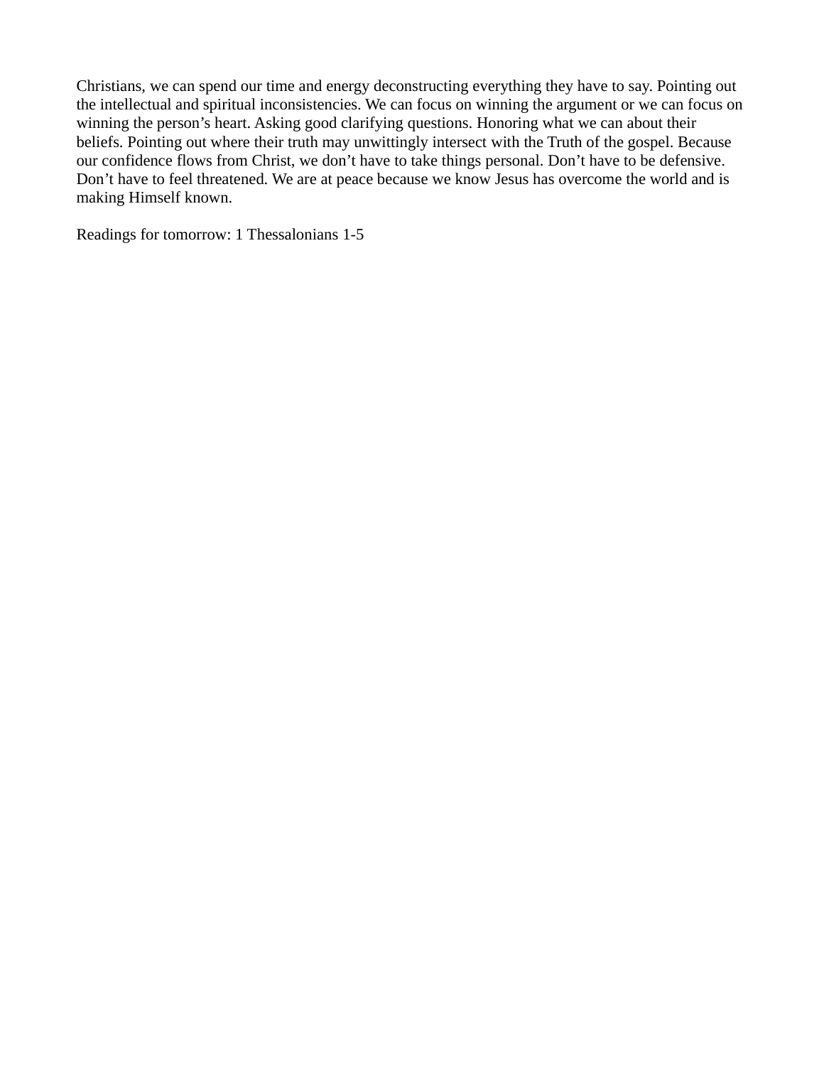Christians, we can spend our time and energy deconstructing everything they have to say. Pointing out the intellectual and spiritual inconsistencies. We can focus on winning the argument or we can focus on winning the person's heart. Asking good clarifying questions. Honoring what we can about their beliefs. Pointing out where their truth may unwittingly intersect with the Truth of the gospel. Because our confidence flows from Christ, we don't have to take things personal. Don't have to be defensive. Don't have to feel threatened. We are at peace because we know Jesus has overcome the world and is making Himself known.

Readings for tomorrow: 1 Thessalonians 1-5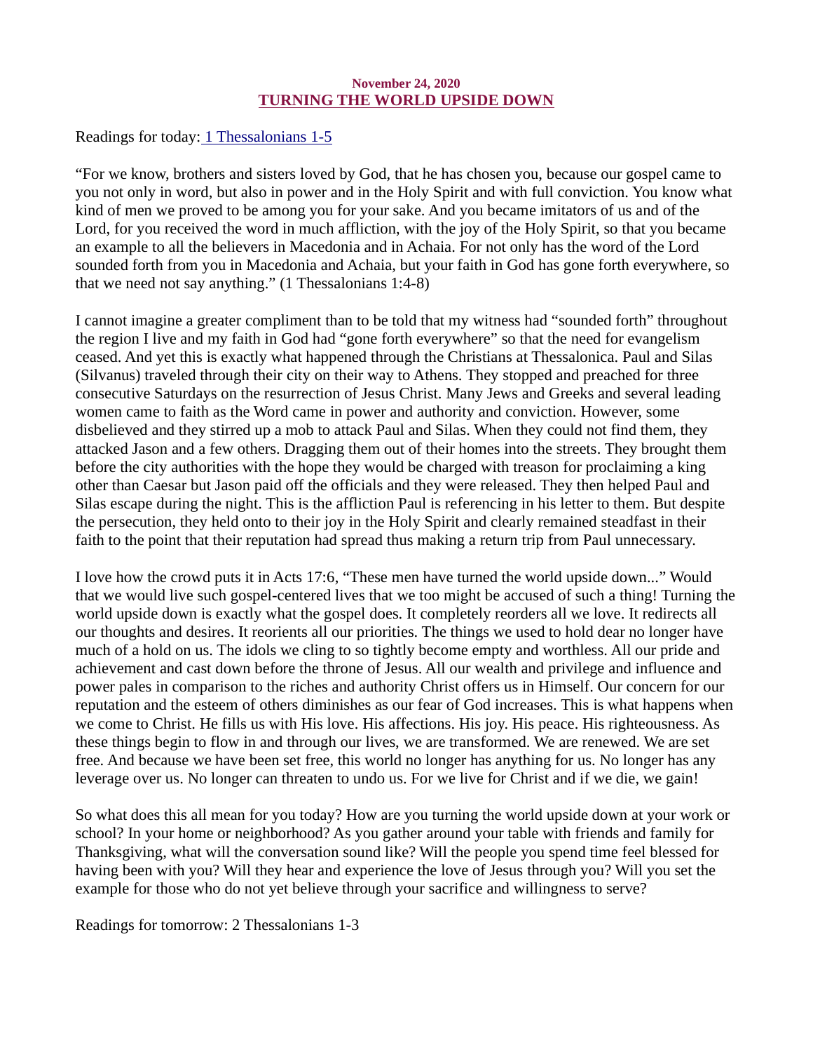**November 24, 2020**

## TURNING THE WORLD UPSIDE DOWN

Readings for today: 1 Thessalonians 1-5

"For we know, brothers and sisters loved by God, that he has chosen you, because our gospel came to you not only in word, but also in power and in the Holy Spirit and with full conviction. You know what kind of men we proved to be among you for your sake. And you became imitators of us and of the Lord, for you received the word in much affliction, with the joy of the Holy Spirit, so that you became an example to all the believers in Macedonia and in Achaia. For not only has the word of the Lord sounded forth from you in Macedonia and Achaia, but your faith in God has gone forth everywhere, so that we need not say anything." (1 Thessalonians 1:4-8)

I cannot imagine a greater compliment than to be told that my witness had "sounded forth" throughout the region I live and my faith in God had "gone forth everywhere" so that the need for evangelism ceased. And yet this is exactly what happened through the Christians at Thessalonica. Paul and Silas (Silvanus) traveled through their city on their way to Athens. They stopped and preached for three consecutive Saturdays on the resurrection of Jesus Christ. Many Jews and Greeks and several leading women came to faith as the Word came in power and authority and conviction. However, some disbelieved and they stirred up a mob to attack Paul and Silas. When they could not find them, they attacked Jason and a few others. Dragging them out of their homes into the streets. They brought them before the city authorities with the hope they would be charged with treason for proclaiming a king other than Caesar but Jason paid off the officials and they were released. They then helped Paul and Silas escape during the night. This is the affliction Paul is referencing in his letter to them. But despite the persecution, they held onto to their joy in the Holy Spirit and clearly remained steadfast in their faith to the point that their reputation had spread thus making a return trip from Paul unnecessary.

I love how the crowd puts it in Acts 17:6, "These men have turned the world upside down..." Would that we would live such gospel-centered lives that we too might be accused of such a thing! Turning the world upside down is exactly what the gospel does. It completely reorders all we love. It redirects all our thoughts and desires. It reorients all our priorities. The things we used to hold dear no longer have much of a hold on us. The idols we cling to so tightly become empty and worthless. All our pride and achievement and cast down before the throne of Jesus. All our wealth and privilege and influence and power pales in comparison to the riches and authority Christ offers us in Himself. Our concern for our reputation and the esteem of others diminishes as our fear of God increases. This is what happens when we come to Christ. He fills us with His love. His affections. His joy. His peace. His righteousness. As these things begin to flow in and through our lives, we are transformed. We are renewed. We are set free. And because we have been set free, this world no longer has anything for us. No longer has any leverage over us. No longer can threaten to undo us. For we live for Christ and if we die, we gain!

So what does this all mean for you today? How are you turning the world upside down at your work or school? In your home or neighborhood? As you gather around your table with friends and family for Thanksgiving, what will the conversation sound like? Will the people you spend time feel blessed for having been with you? Will they hear and experience the love of Jesus through you? Will you set the example for those who do not yet believe through your sacrifice and willingness to serve?

Readings for tomorrow: 2 Thessalonians 1-3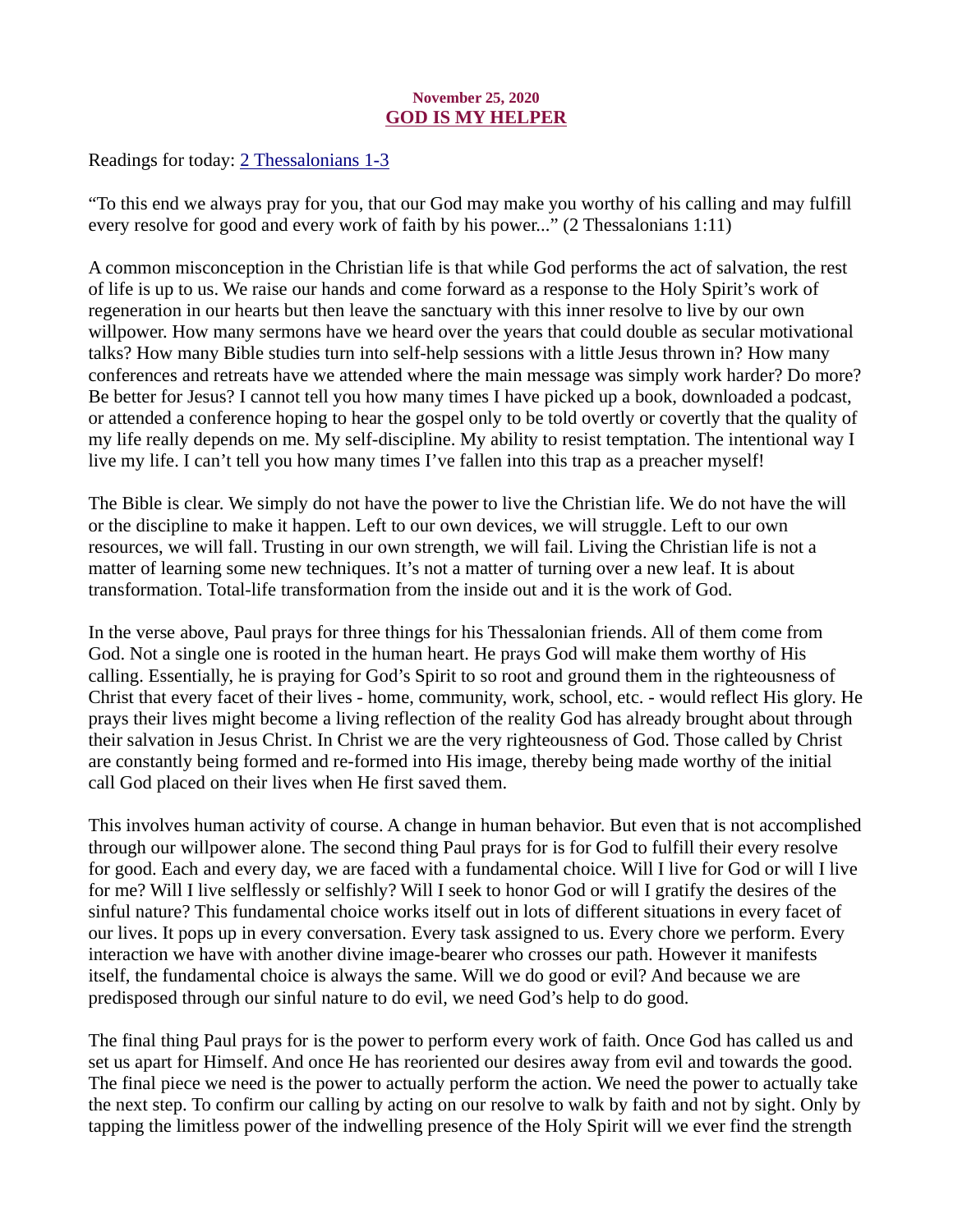**November 25, 2020**

# GOD IS MY HELPER

Readings for today: [2 Thessalonians 1-3]

"To this end we always pray for you, that our God may make you worthy of his calling and may fulfill every resolve for good and every work of faith by his power..." (2 Thessalonians 1:11)

A common misconception in the Christian life is that while God performs the act of salvation, the rest of life is up to us. We raise our hands and come forward as a response to the Holy Spirit's work of regeneration in our hearts but then leave the sanctuary with this inner resolve to live by our own willpower. How many sermons have we heard over the years that could double as secular motivational talks? How many Bible studies turn into self-help sessions with a little Jesus thrown in? How many conferences and retreats have we attended where the main message was simply work harder? Do more? Be better for Jesus? I cannot tell you how many times I have picked up a book, downloaded a podcast, or attended a conference hoping to hear the gospel only to be told overtly or covertly that the quality of my life really depends on me. My self-discipline. My ability to resist temptation. The intentional way I live my life. I can't tell you how many times I've fallen into this trap as a preacher myself!

The Bible is clear. We simply do not have the power to live the Christian life. We do not have the will or the discipline to make it happen. Left to our own devices, we will struggle. Left to our own resources, we will fall. Trusting in our own strength, we will fail. Living the Christian life is not a matter of learning some new techniques. It's not a matter of turning over a new leaf. It is about transformation. Total-life transformation from the inside out and it is the work of God.

In the verse above, Paul prays for three things for his Thessalonian friends. All of them come from God. Not a single one is rooted in the human heart. He prays God will make them worthy of His calling. Essentially, he is praying for God's Spirit to so root and ground them in the righteousness of Christ that every facet of their lives - home, community, work, school, etc. - would reflect His glory. He prays their lives might become a living reflection of the reality God has already brought about through their salvation in Jesus Christ. In Christ we are the very righteousness of God. Those called by Christ are constantly being formed and re-formed into His image, thereby being made worthy of the initial call God placed on their lives when He first saved them.

This involves human activity of course. A change in human behavior. But even that is not accomplished through our willpower alone. The second thing Paul prays for is for God to fulfill their every resolve for good. Each and every day, we are faced with a fundamental choice. Will I live for God or will I live for me? Will I live selflessly or selfishly? Will I seek to honor God or will I gratify the desires of the sinful nature? This fundamental choice works itself out in lots of different situations in every facet of our lives. It pops up in every conversation. Every task assigned to us. Every chore we perform. Every interaction we have with another divine image-bearer who crosses our path. However it manifests itself, the fundamental choice is always the same. Will we do good or evil? And because we are predisposed through our sinful nature to do evil, we need God's help to do good.

The final thing Paul prays for is the power to perform every work of faith. Once God has called us and set us apart for Himself. And once He has reoriented our desires away from evil and towards the good. The final piece we need is the power to actually perform the action. We need the power to actually take the next step. To confirm our calling by acting on our resolve to walk by faith and not by sight. Only by tapping the limitless power of the indwelling presence of the Holy Spirit will we ever find the strength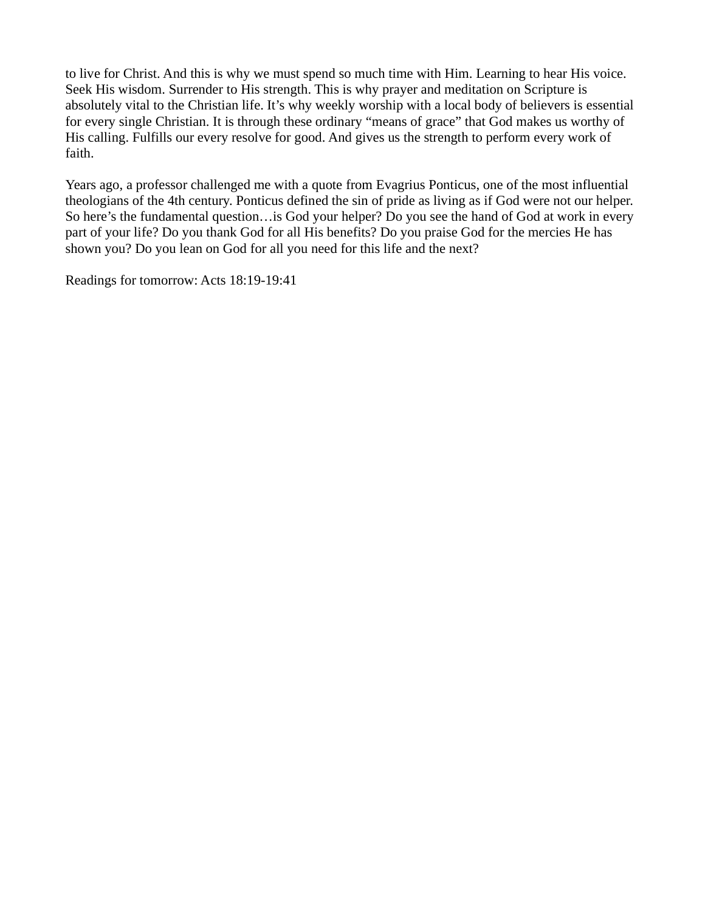to live for Christ. And this is why we must spend so much time with Him. Learning to hear His voice. Seek His wisdom. Surrender to His strength. This is why prayer and meditation on Scripture is absolutely vital to the Christian life. It's why weekly worship with a local body of believers is essential for every single Christian. It is through these ordinary "means of grace" that God makes us worthy of His calling. Fulfills our every resolve for good. And gives us the strength to perform every work of faith.

Years ago, a professor challenged me with a quote from Evagrius Ponticus, one of the most influential theologians of the 4th century. Ponticus defined the sin of pride as living as if God were not our helper. So here's the fundamental question…is God your helper? Do you see the hand of God at work in every part of your life? Do you thank God for all His benefits? Do you praise God for the mercies He has shown you? Do you lean on God for all you need for this life and the next?

Readings for tomorrow: Acts 18:19-19:41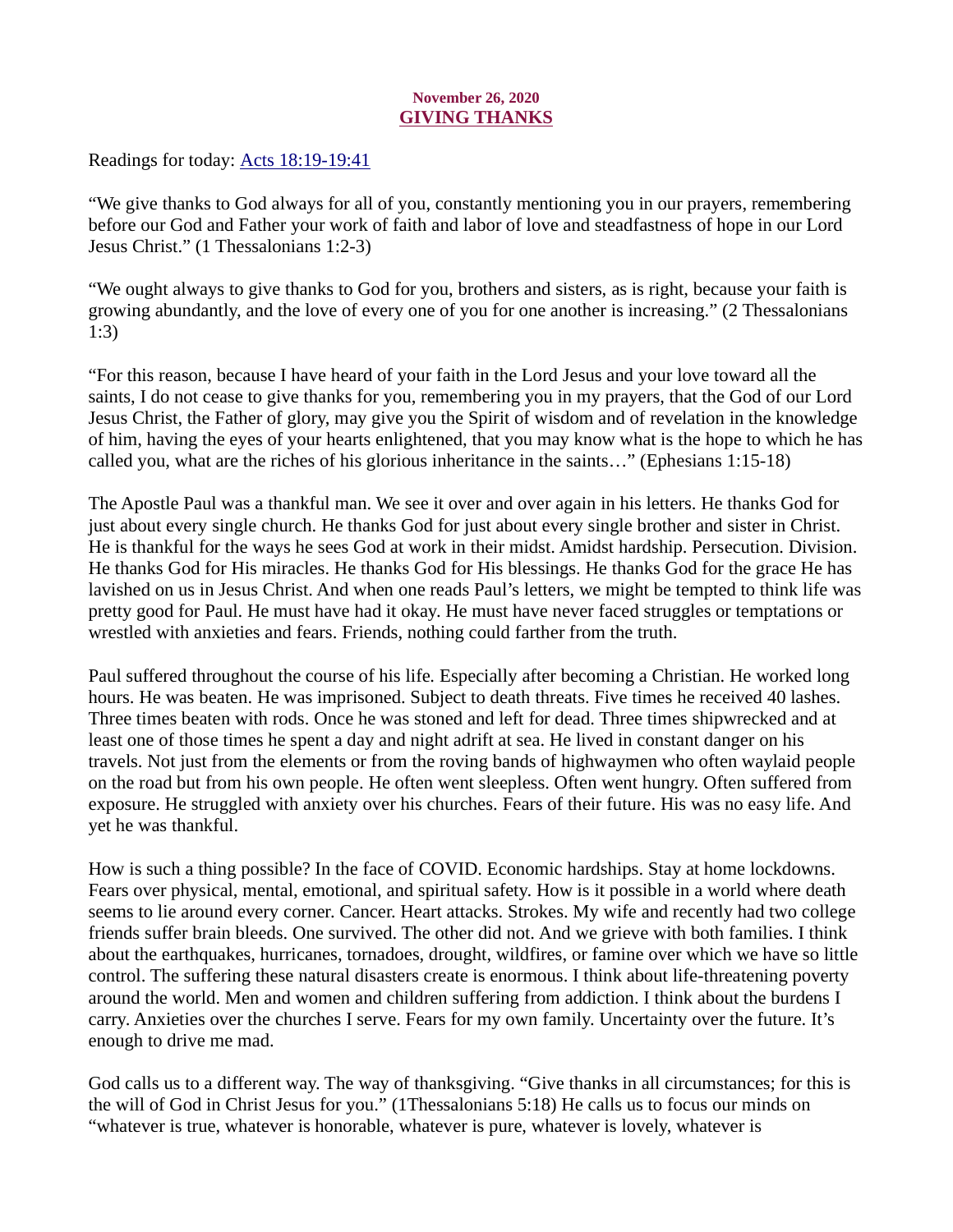**November 26, 2020**

## GIVING THANKS

Readings for today: [Acts 18:19-19:41]()

"We give thanks to God always for all of you, constantly mentioning you in our prayers, remembering before our God and Father your work of faith and labor of love and steadfastness of hope in our Lord Jesus Christ." (1 Thessalonians 1:2-3)

"We ought always to give thanks to God for you, brothers and sisters, as is right, because your faith is growing abundantly, and the love of every one of you for one another is increasing." (2 Thessalonians 1:3)

"For this reason, because I have heard of your faith in the Lord Jesus and your love toward all the saints, I do not cease to give thanks for you, remembering you in my prayers, that the God of our Lord Jesus Christ, the Father of glory, may give you the Spirit of wisdom and of revelation in the knowledge of him, having the eyes of your hearts enlightened, that you may know what is the hope to which he has called you, what are the riches of his glorious inheritance in the saints…" (Ephesians 1:15-18)

The Apostle Paul was a thankful man. We see it over and over again in his letters. He thanks God for just about every single church. He thanks God for just about every single brother and sister in Christ. He is thankful for the ways he sees God at work in their midst. Amidst hardship. Persecution. Division. He thanks God for His miracles. He thanks God for His blessings. He thanks God for the grace He has lavished on us in Jesus Christ. And when one reads Paul's letters, we might be tempted to think life was pretty good for Paul. He must have had it okay. He must have never faced struggles or temptations or wrestled with anxieties and fears. Friends, nothing could farther from the truth.

Paul suffered throughout the course of his life. Especially after becoming a Christian. He worked long hours. He was beaten. He was imprisoned. Subject to death threats. Five times he received 40 lashes. Three times beaten with rods. Once he was stoned and left for dead. Three times shipwrecked and at least one of those times he spent a day and night adrift at sea. He lived in constant danger on his travels. Not just from the elements or from the roving bands of highwaymen who often waylaid people on the road but from his own people. He often went sleepless. Often went hungry. Often suffered from exposure. He struggled with anxiety over his churches. Fears of their future. His was no easy life. And yet he was thankful.

How is such a thing possible? In the face of COVID. Economic hardships. Stay at home lockdowns. Fears over physical, mental, emotional, and spiritual safety. How is it possible in a world where death seems to lie around every corner. Cancer. Heart attacks. Strokes. My wife and recently had two college friends suffer brain bleeds. One survived. The other did not. And we grieve with both families. I think about the earthquakes, hurricanes, tornadoes, drought, wildfires, or famine over which we have so little control. The suffering these natural disasters create is enormous. I think about life-threatening poverty around the world. Men and women and children suffering from addiction. I think about the burdens I carry. Anxieties over the churches I serve. Fears for my own family. Uncertainty over the future. It's enough to drive me mad.

God calls us to a different way. The way of thanksgiving. "Give thanks in all circumstances; for this is the will of God in Christ Jesus for you." (1Thessalonians 5:18) He calls us to focus our minds on "whatever is true, whatever is honorable, whatever is pure, whatever is lovely, whatever is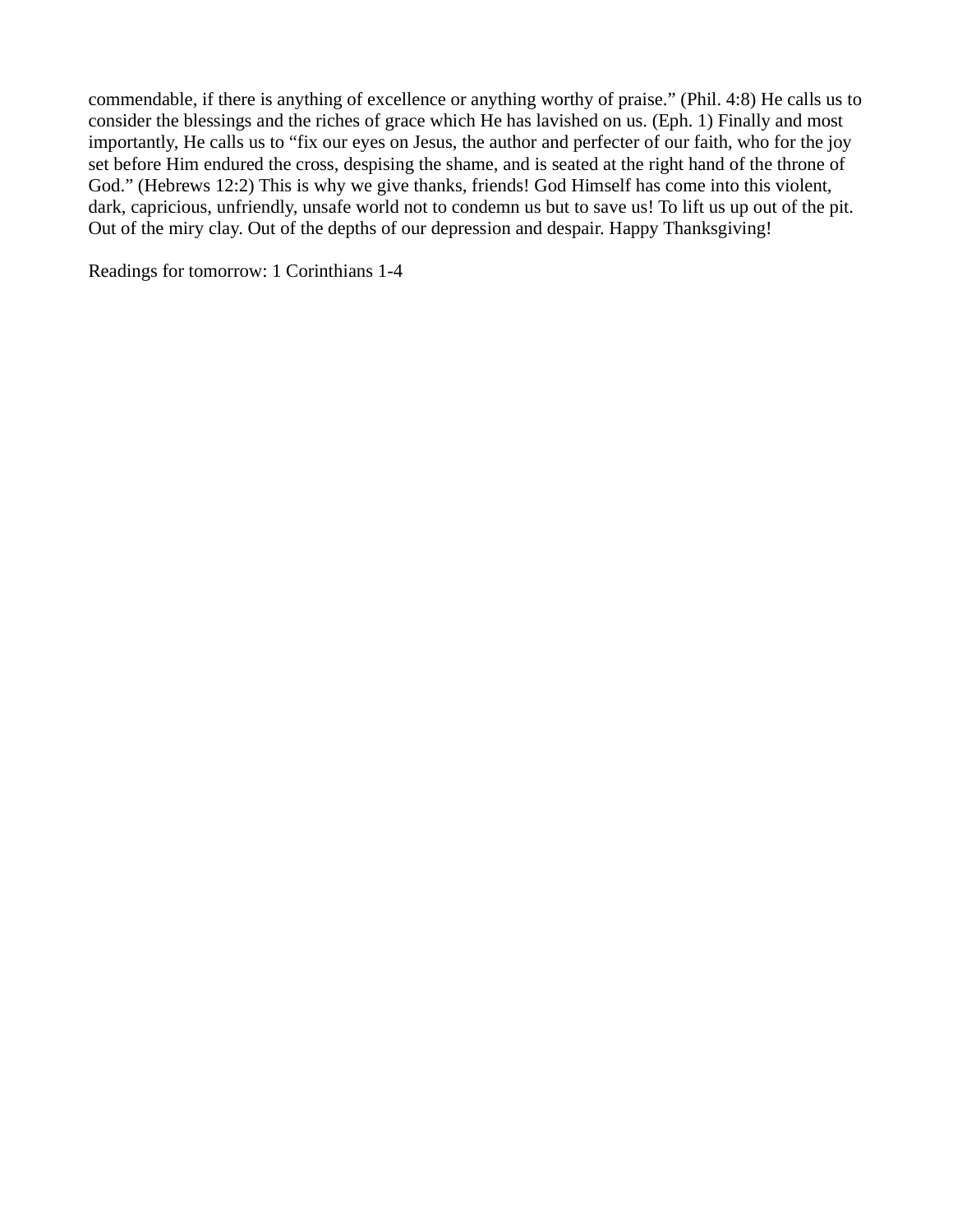commendable, if there is anything of excellence or anything worthy of praise." (Phil. 4:8) He calls us to consider the blessings and the riches of grace which He has lavished on us. (Eph. 1) Finally and most importantly, He calls us to "fix our eyes on Jesus, the author and perfecter of our faith, who for the joy set before Him endured the cross, despising the shame, and is seated at the right hand of the throne of God." (Hebrews 12:2) This is why we give thanks, friends! God Himself has come into this violent, dark, capricious, unfriendly, unsafe world not to condemn us but to save us! To lift us up out of the pit. Out of the miry clay. Out of the depths of our depression and despair. Happy Thanksgiving!

Readings for tomorrow: 1 Corinthians 1-4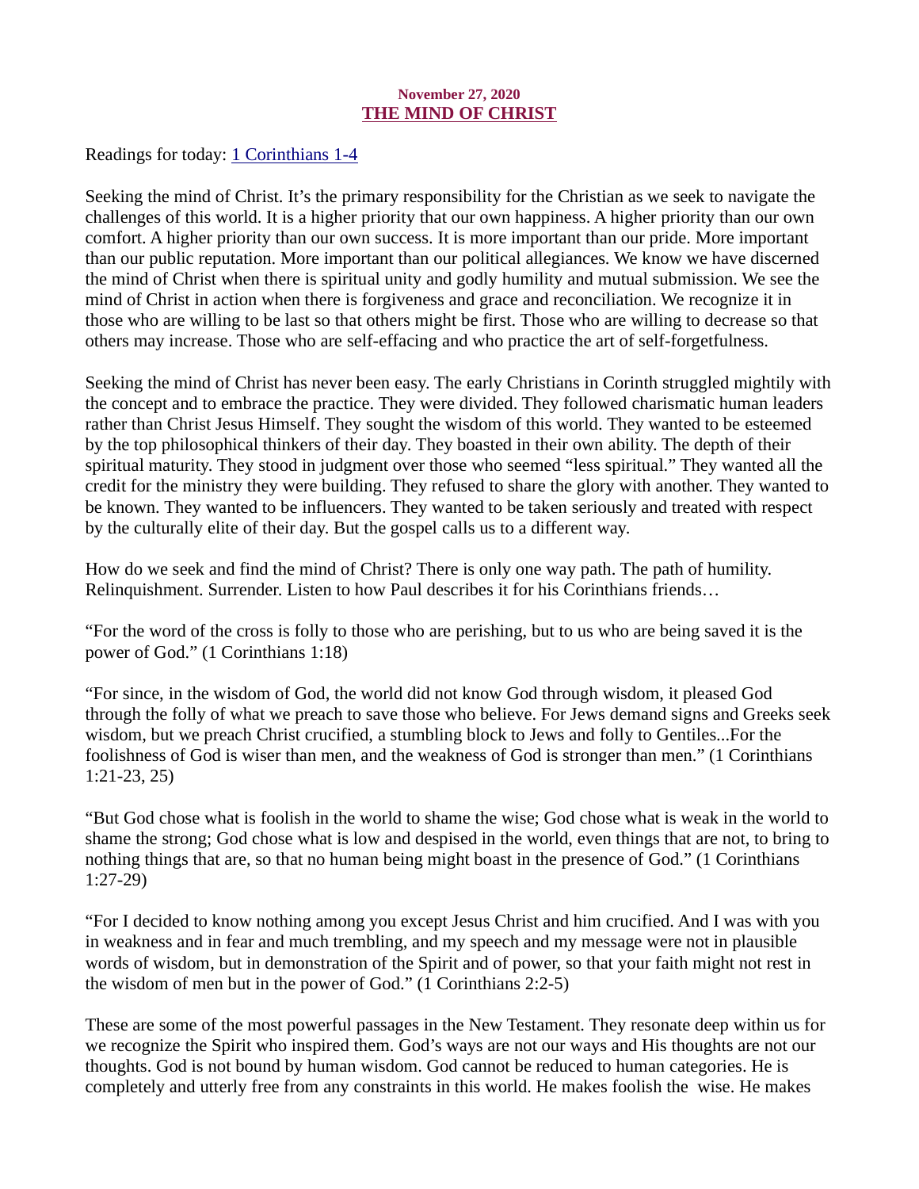November 27, 2020

# THE MIND OF CHRIST

Readings for today: 1 Corinthians 1-4

Seeking the mind of Christ. It's the primary responsibility for the Christian as we seek to navigate the challenges of this world. It is a higher priority that our own happiness. A higher priority than our own comfort. A higher priority than our own success. It is more important than our pride. More important than our public reputation. More important than our political allegiances. We know we have discerned the mind of Christ when there is spiritual unity and godly humility and mutual submission. We see the mind of Christ in action when there is forgiveness and grace and reconciliation. We recognize it in those who are willing to be last so that others might be first. Those who are willing to decrease so that others may increase. Those who are self-effacing and who practice the art of self-forgetfulness.

Seeking the mind of Christ has never been easy. The early Christians in Corinth struggled mightily with the concept and to embrace the practice. They were divided. They followed charismatic human leaders rather than Christ Jesus Himself. They sought the wisdom of this world. They wanted to be esteemed by the top philosophical thinkers of their day. They boasted in their own ability. The depth of their spiritual maturity. They stood in judgment over those who seemed "less spiritual." They wanted all the credit for the ministry they were building. They refused to share the glory with another. They wanted to be known. They wanted to be influencers. They wanted to be taken seriously and treated with respect by the culturally elite of their day. But the gospel calls us to a different way.

How do we seek and find the mind of Christ? There is only one way path. The path of humility. Relinquishment. Surrender. Listen to how Paul describes it for his Corinthians friends…

"For the word of the cross is folly to those who are perishing, but to us who are being saved it is the power of God." (1 Corinthians 1:18)

"For since, in the wisdom of God, the world did not know God through wisdom, it pleased God through the folly of what we preach to save those who believe. For Jews demand signs and Greeks seek wisdom, but we preach Christ crucified, a stumbling block to Jews and folly to Gentiles...For the foolishness of God is wiser than men, and the weakness of God is stronger than men." (1 Corinthians 1:21-23, 25)

"But God chose what is foolish in the world to shame the wise; God chose what is weak in the world to shame the strong; God chose what is low and despised in the world, even things that are not, to bring to nothing things that are, so that no human being might boast in the presence of God." (1 Corinthians 1:27-29)

"For I decided to know nothing among you except Jesus Christ and him crucified. And I was with you in weakness and in fear and much trembling, and my speech and my message were not in plausible words of wisdom, but in demonstration of the Spirit and of power, so that your faith might not rest in the wisdom of men but in the power of God." (1 Corinthians 2:2-5)

These are some of the most powerful passages in the New Testament. They resonate deep within us for we recognize the Spirit who inspired them. God's ways are not our ways and His thoughts are not our thoughts. God is not bound by human wisdom. God cannot be reduced to human categories. He is completely and utterly free from any constraints in this world. He makes foolish the wise. He makes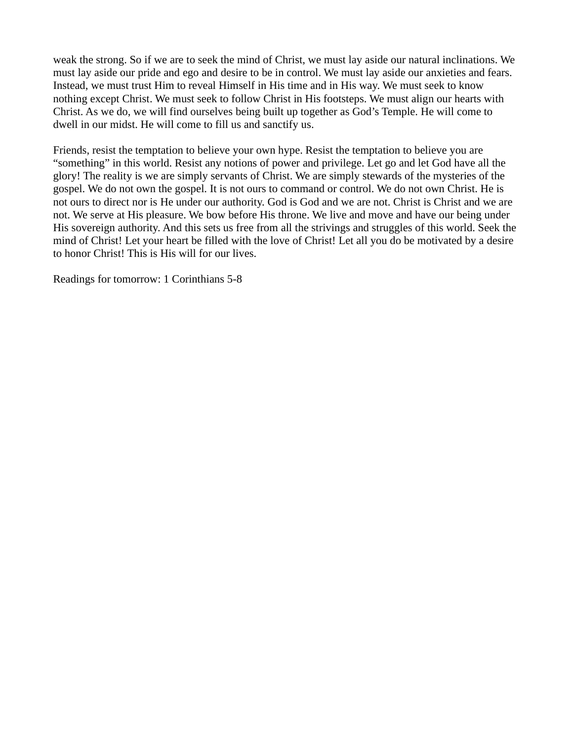weak the strong. So if we are to seek the mind of Christ, we must lay aside our natural inclinations. We must lay aside our pride and ego and desire to be in control. We must lay aside our anxieties and fears. Instead, we must trust Him to reveal Himself in His time and in His way. We must seek to know nothing except Christ. We must seek to follow Christ in His footsteps. We must align our hearts with Christ. As we do, we will find ourselves being built up together as God's Temple. He will come to dwell in our midst. He will come to fill us and sanctify us.

Friends, resist the temptation to believe your own hype. Resist the temptation to believe you are "something" in this world. Resist any notions of power and privilege. Let go and let God have all the glory! The reality is we are simply servants of Christ. We are simply stewards of the mysteries of the gospel. We do not own the gospel. It is not ours to command or control. We do not own Christ. He is not ours to direct nor is He under our authority. God is God and we are not. Christ is Christ and we are not. We serve at His pleasure. We bow before His throne. We live and move and have our being under His sovereign authority. And this sets us free from all the strivings and struggles of this world. Seek the mind of Christ! Let your heart be filled with the love of Christ! Let all you do be motivated by a desire to honor Christ! This is His will for our lives.

Readings for tomorrow: 1 Corinthians 5-8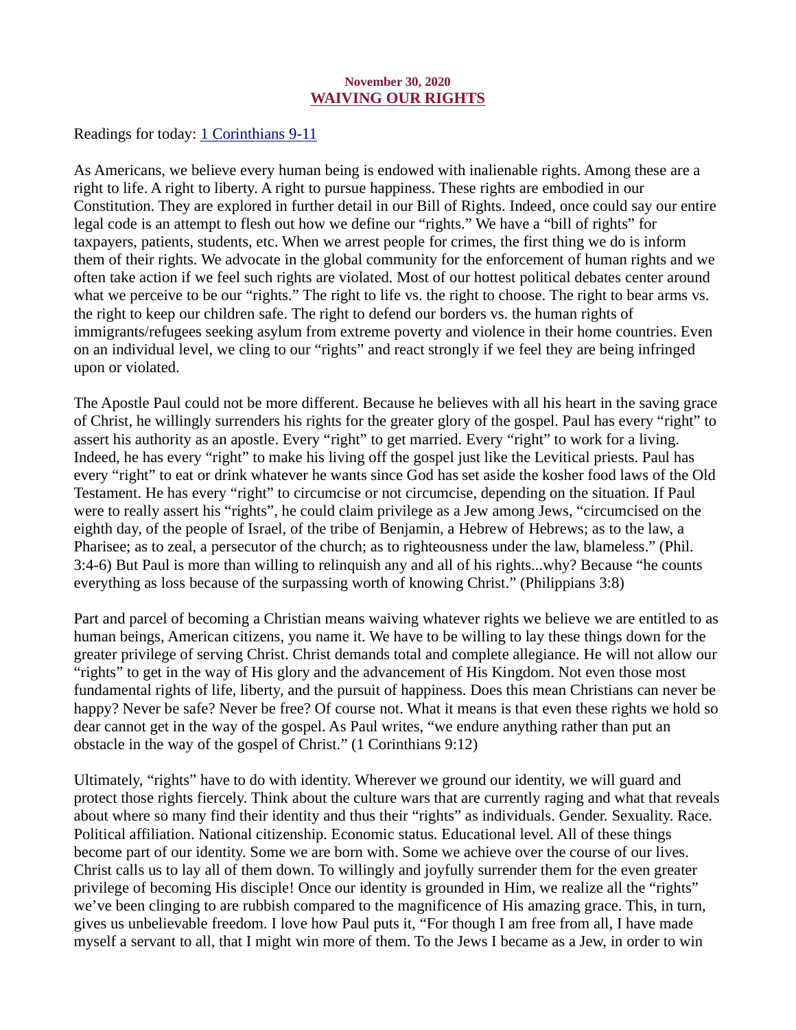**November 30, 2020**

# WAIVING OUR RIGHTS

Readings for today: [1 Corinthians 9-11]

As Americans, we believe every human being is endowed with inalienable rights. Among these are a right to life. A right to liberty. A right to pursue happiness. These rights are embodied in our Constitution. They are explored in further detail in our Bill of Rights. Indeed, once could say our entire legal code is an attempt to flesh out how we define our "rights." We have a "bill of rights" for taxpayers, patients, students, etc. When we arrest people for crimes, the first thing we do is inform them of their rights. We advocate in the global community for the enforcement of human rights and we often take action if we feel such rights are violated. Most of our hottest political debates center around what we perceive to be our "rights." The right to life vs. the right to choose. The right to bear arms vs. the right to keep our children safe. The right to defend our borders vs. the human rights of immigrants/refugees seeking asylum from extreme poverty and violence in their home countries. Even on an individual level, we cling to our "rights" and react strongly if we feel they are being infringed upon or violated.

The Apostle Paul could not be more different. Because he believes with all his heart in the saving grace of Christ, he willingly surrenders his rights for the greater glory of the gospel. Paul has every "right" to assert his authority as an apostle. Every "right" to get married. Every "right" to work for a living. Indeed, he has every "right" to make his living off the gospel just like the Levitical priests. Paul has every "right" to eat or drink whatever he wants since God has set aside the kosher food laws of the Old Testament. He has every "right" to circumcise or not circumcise, depending on the situation. If Paul were to really assert his "rights", he could claim privilege as a Jew among Jews, "circumcised on the eighth day, of the people of Israel, of the tribe of Benjamin, a Hebrew of Hebrews; as to the law, a Pharisee; as to zeal, a persecutor of the church; as to righteousness under the law, blameless." (Phil. 3:4-6) But Paul is more than willing to relinquish any and all of his rights...why? Because "he counts everything as loss because of the surpassing worth of knowing Christ." (Philippians 3:8)

Part and parcel of becoming a Christian means waiving whatever rights we believe we are entitled to as human beings, American citizens, you name it. We have to be willing to lay these things down for the greater privilege of serving Christ. Christ demands total and complete allegiance. He will not allow our "rights" to get in the way of His glory and the advancement of His Kingdom. Not even those most fundamental rights of life, liberty, and the pursuit of happiness. Does this mean Christians can never be happy? Never be safe? Never be free? Of course not. What it means is that even these rights we hold so dear cannot get in the way of the gospel. As Paul writes, "we endure anything rather than put an obstacle in the way of the gospel of Christ." (1 Corinthians 9:12)

Ultimately, "rights" have to do with identity. Wherever we ground our identity, we will guard and protect those rights fiercely. Think about the culture wars that are currently raging and what that reveals about where so many find their identity and thus their "rights" as individuals. Gender. Sexuality. Race. Political affiliation. National citizenship. Economic status. Educational level. All of these things become part of our identity. Some we are born with. Some we achieve over the course of our lives. Christ calls us to lay all of them down. To willingly and joyfully surrender them for the even greater privilege of becoming His disciple! Once our identity is grounded in Him, we realize all the "rights" we've been clinging to are rubbish compared to the magnificence of His amazing grace. This, in turn, gives us unbelievable freedom. I love how Paul puts it, "For though I am free from all, I have made myself a servant to all, that I might win more of them. To the Jews I became as a Jew, in order to win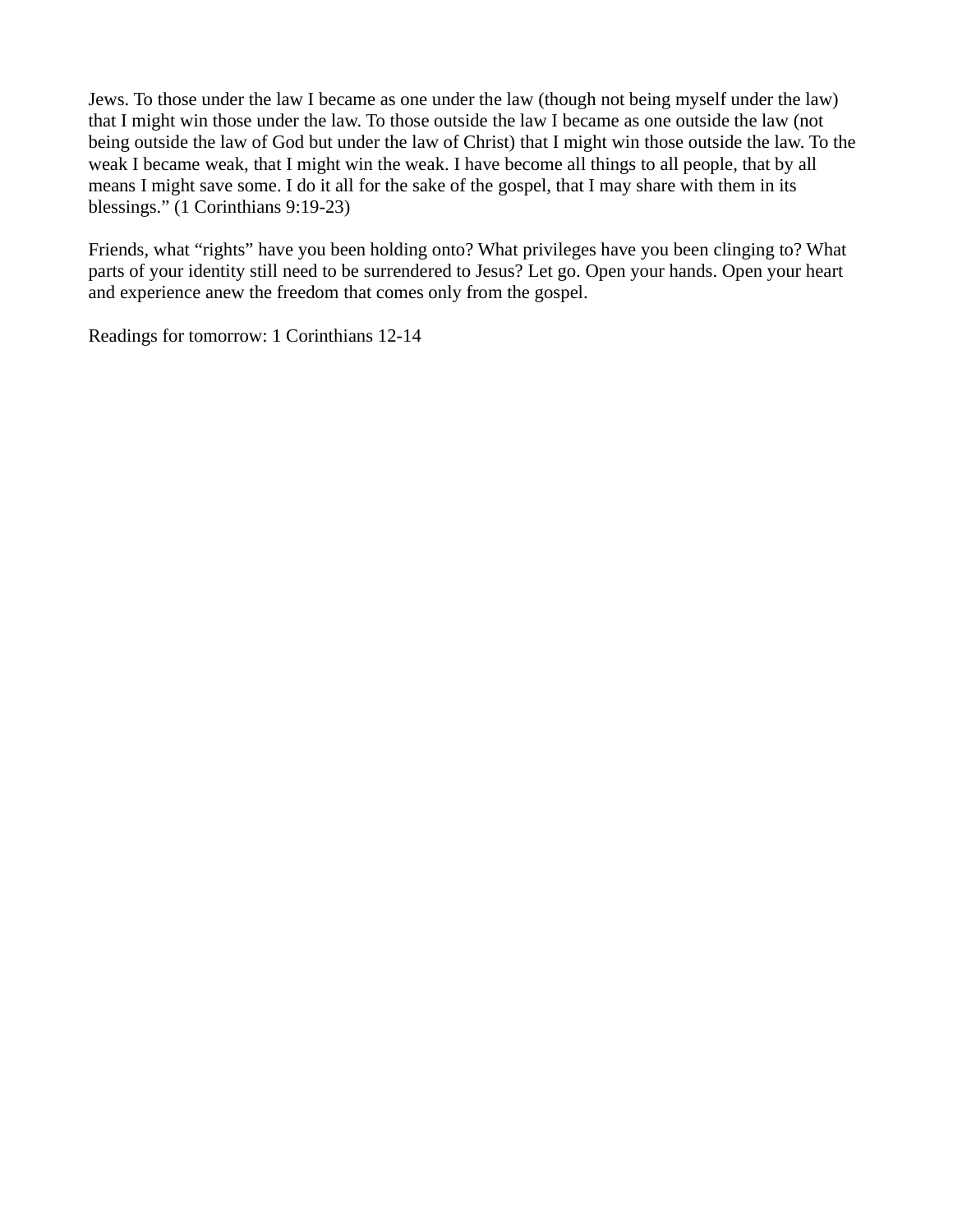Jews. To those under the law I became as one under the law (though not being myself under the law) that I might win those under the law. To those outside the law I became as one outside the law (not being outside the law of God but under the law of Christ) that I might win those outside the law. To the weak I became weak, that I might win the weak. I have become all things to all people, that by all means I might save some. I do it all for the sake of the gospel, that I may share with them in its blessings." (1 Corinthians 9:19-23)

Friends, what "rights" have you been holding onto? What privileges have you been clinging to? What parts of your identity still need to be surrendered to Jesus? Let go. Open your hands. Open your heart and experience anew the freedom that comes only from the gospel.

Readings for tomorrow: 1 Corinthians 12-14